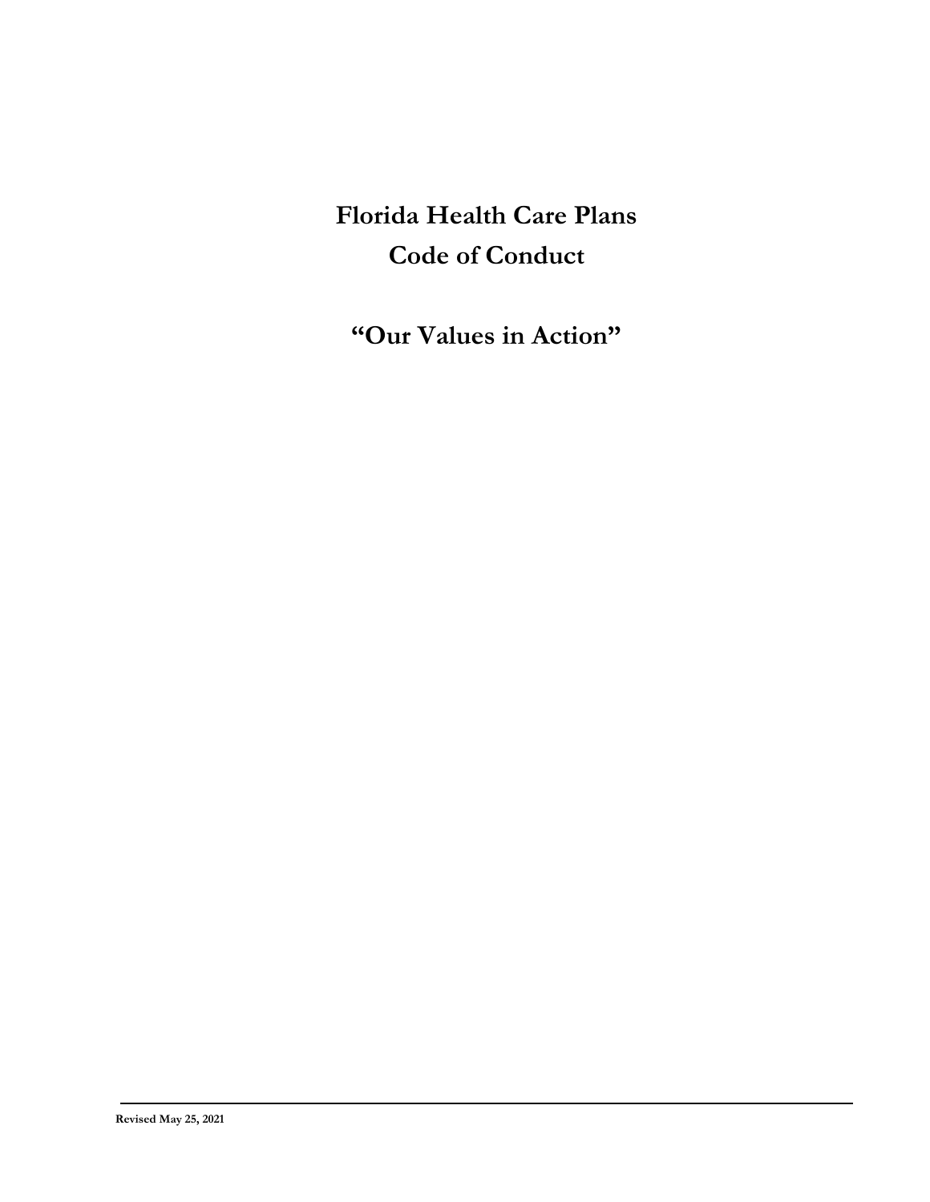# Florida Health Care Plans

# Code of Conduct

## "Our Values in Action"

**Revised May 25, 2021**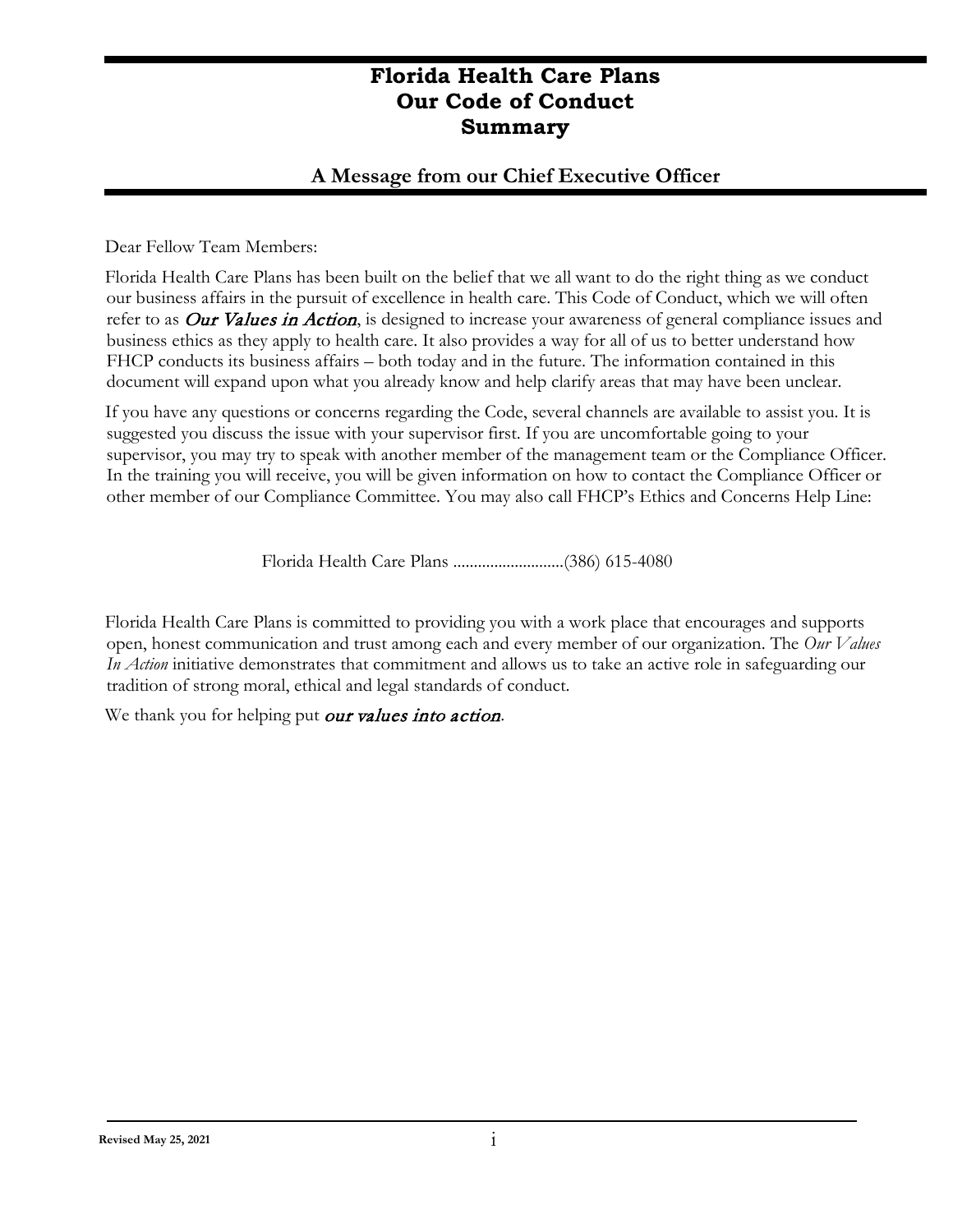# Florida Health Care Plans
# Our Code of Conduct
# Summary

## A Message from our Chief Executive Officer

Dear Fellow Team Members:

Florida Health Care Plans has been built on the belief that we all want to do the right thing as we conduct our business affairs in the pursuit of excellence in health care. This Code of Conduct, which we will often refer to as ***Our Values in Action***, is designed to increase your awareness of general compliance issues and business ethics as they apply to health care. It also provides a way for all of us to better understand how FHCP conducts its business affairs – both today and in the future. The information contained in this document will expand upon what you already know and help clarify areas that may have been unclear.

If you have any questions or concerns regarding the Code, several channels are available to assist you. It is suggested you discuss the issue with your supervisor first. If you are uncomfortable going to your supervisor, you may try to speak with another member of the management team or the Compliance Officer. In the training you will receive, you will be given information on how to contact the Compliance Officer or other member of our Compliance Committee. You may also call FHCP's Ethics and Concerns Help Line:

Florida Health Care Plans ..........................(386) 615-4080

Florida Health Care Plans is committed to providing you with a work place that encourages and supports open, honest communication and trust among each and every member of our organization. The *Our Values In Action* initiative demonstrates that commitment and allows us to take an active role in safeguarding our tradition of strong moral, ethical and legal standards of conduct.

We thank you for helping put ***our values into action***.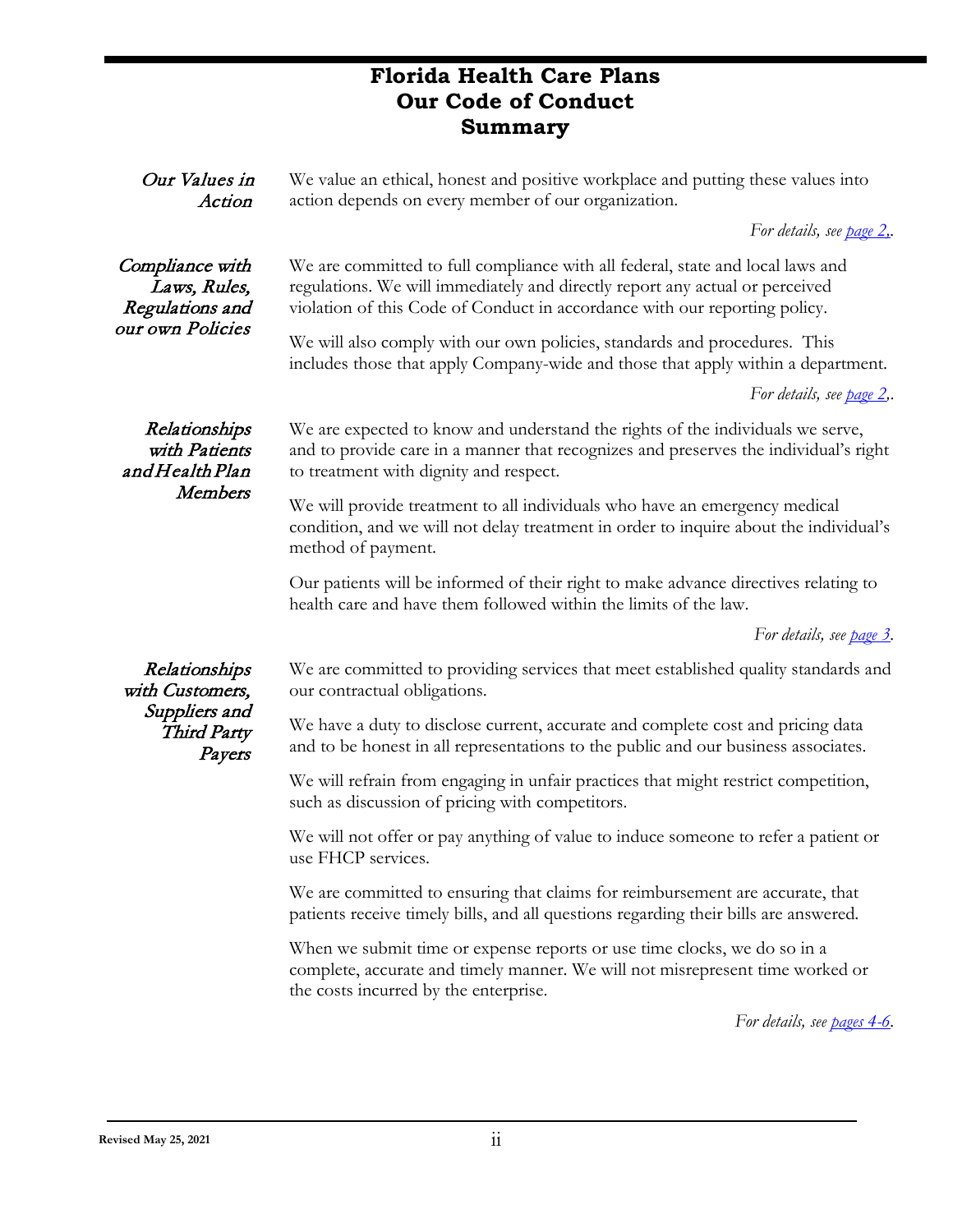# Florida Health Care Plans
# Our Code of Conduct
# Summary

***Our Values in Action***

We value an ethical, honest and positive workplace and putting these values into action depends on every member of our organization.

*For details, see [page 2](#).*.

***Compliance with Laws, Rules, Regulations and our own Policies***

We are committed to full compliance with all federal, state and local laws and regulations. We will immediately and directly report any actual or perceived violation of this Code of Conduct in accordance with our reporting policy.

We will also comply with our own policies, standards and procedures. This includes those that apply Company-wide and those that apply within a department.

*For details, see [page 2](#).*.

***Relationships with Patients and Health Plan Members***

We are expected to know and understand the rights of the individuals we serve, and to provide care in a manner that recognizes and preserves the individual's right to treatment with dignity and respect.

We will provide treatment to all individuals who have an emergency medical condition, and we will not delay treatment in order to inquire about the individual's method of payment.

Our patients will be informed of their right to make advance directives relating to health care and have them followed within the limits of the law.

*For details, see [page 3](#).*

***Relationships with Customers, Suppliers and Third Party Payers***

We are committed to providing services that meet established quality standards and our contractual obligations.

We have a duty to disclose current, accurate and complete cost and pricing data and to be honest in all representations to the public and our business associates.

We will refrain from engaging in unfair practices that might restrict competition, such as discussion of pricing with competitors.

We will not offer or pay anything of value to induce someone to refer a patient or use FHCP services.

We are committed to ensuring that claims for reimbursement are accurate, that patients receive timely bills, and all questions regarding their bills are answered.

When we submit time or expense reports or use time clocks, we do so in a complete, accurate and timely manner. We will not misrepresent time worked or the costs incurred by the enterprise.

*For details, see [pages 4-6](#).*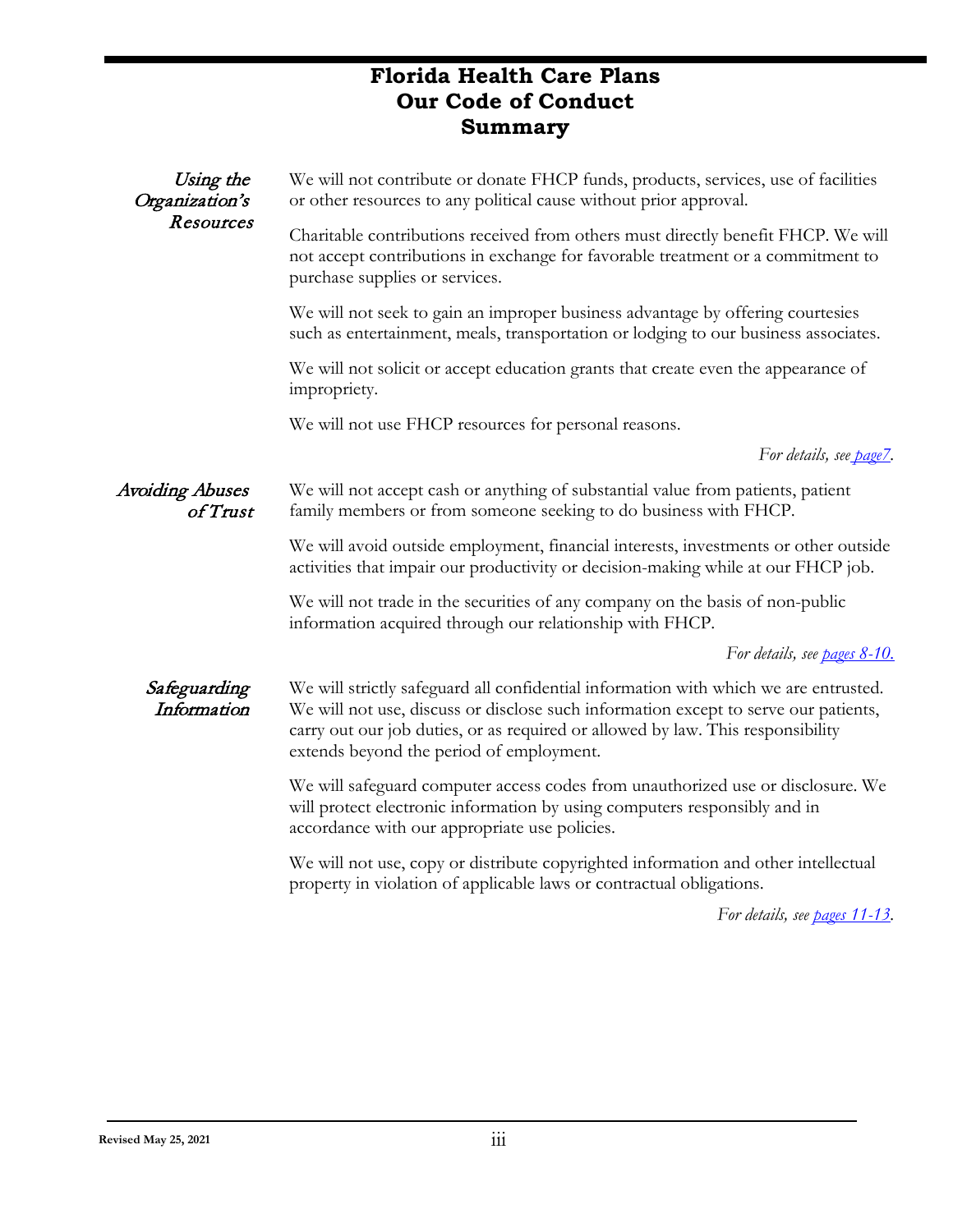# Florida Health Care Plans
# Our Code of Conduct
# Summary

### *Using the Organization's Resources*

We will not contribute or donate FHCP funds, products, services, use of facilities or other resources to any political cause without prior approval.

Charitable contributions received from others must directly benefit FHCP. We will not accept contributions in exchange for favorable treatment or a commitment to purchase supplies or services.

We will not seek to gain an improper business advantage by offering courtesies such as entertainment, meals, transportation or lodging to our business associates.

We will not solicit or accept education grants that create even the appearance of impropriety.

We will not use FHCP resources for personal reasons.

*For details, see page7.*

### *Avoiding Abuses of Trust*

We will not accept cash or anything of substantial value from patients, patient family members or from someone seeking to do business with FHCP.

We will avoid outside employment, financial interests, investments or other outside activities that impair our productivity or decision-making while at our FHCP job.

We will not trade in the securities of any company on the basis of non-public information acquired through our relationship with FHCP.

*For details, see pages 8-10.*

### *Safeguarding Information*

We will strictly safeguard all confidential information with which we are entrusted. We will not use, discuss or disclose such information except to serve our patients, carry out our job duties, or as required or allowed by law. This responsibility extends beyond the period of employment.

We will safeguard computer access codes from unauthorized use or disclosure. We will protect electronic information by using computers responsibly and in accordance with our appropriate use policies.

We will not use, copy or distribute copyrighted information and other intellectual property in violation of applicable laws or contractual obligations.

*For details, see pages 11-13.*

Revised May 25, 2021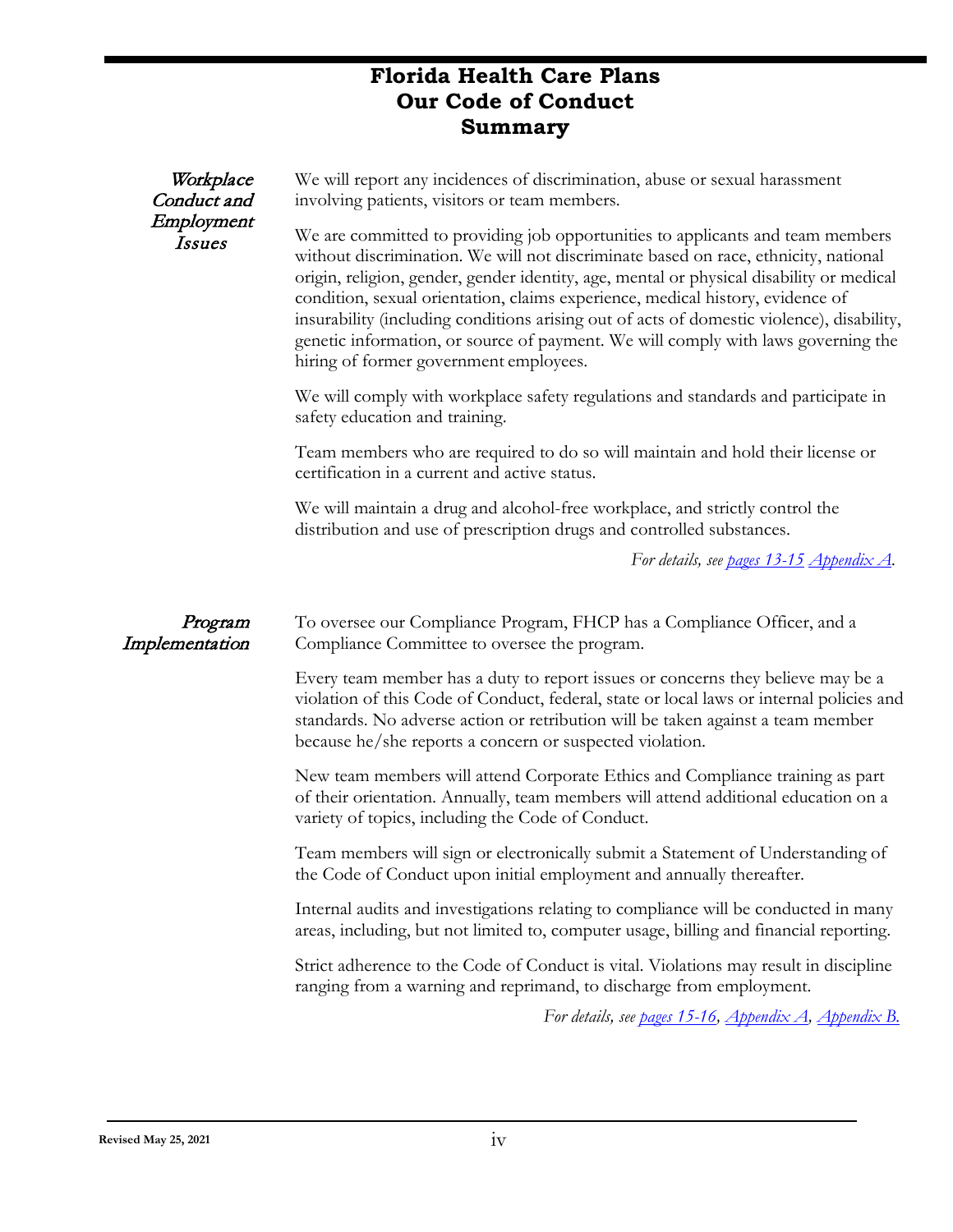# Florida Health Care Plans
# Our Code of Conduct
# Summary

### *Workplace Conduct and Employment Issues*

We will report any incidences of discrimination, abuse or sexual harassment involving patients, visitors or team members.

We are committed to providing job opportunities to applicants and team members without discrimination. We will not discriminate based on race, ethnicity, national origin, religion, gender, gender identity, age, mental or physical disability or medical condition, sexual orientation, claims experience, medical history, evidence of insurability (including conditions arising out of acts of domestic violence), disability, genetic information, or source of payment. We will comply with laws governing the hiring of former government employees.

We will comply with workplace safety regulations and standards and participate in safety education and training.

Team members who are required to do so will maintain and hold their license or certification in a current and active status.

We will maintain a drug and alcohol-free workplace, and strictly control the distribution and use of prescription drugs and controlled substances.

*For details, see pages 13-15 Appendix A.*

### *Program Implementation*

To oversee our Compliance Program, FHCP has a Compliance Officer, and a Compliance Committee to oversee the program.

Every team member has a duty to report issues or concerns they believe may be a violation of this Code of Conduct, federal, state or local laws or internal policies and standards. No adverse action or retribution will be taken against a team member because he/she reports a concern or suspected violation.

New team members will attend Corporate Ethics and Compliance training as part of their orientation. Annually, team members will attend additional education on a variety of topics, including the Code of Conduct.

Team members will sign or electronically submit a Statement of Understanding of the Code of Conduct upon initial employment and annually thereafter.

Internal audits and investigations relating to compliance will be conducted in many areas, including, but not limited to, computer usage, billing and financial reporting.

Strict adherence to the Code of Conduct is vital. Violations may result in discipline ranging from a warning and reprimand, to discharge from employment.

*For details, see pages 15-16, Appendix A, Appendix B.*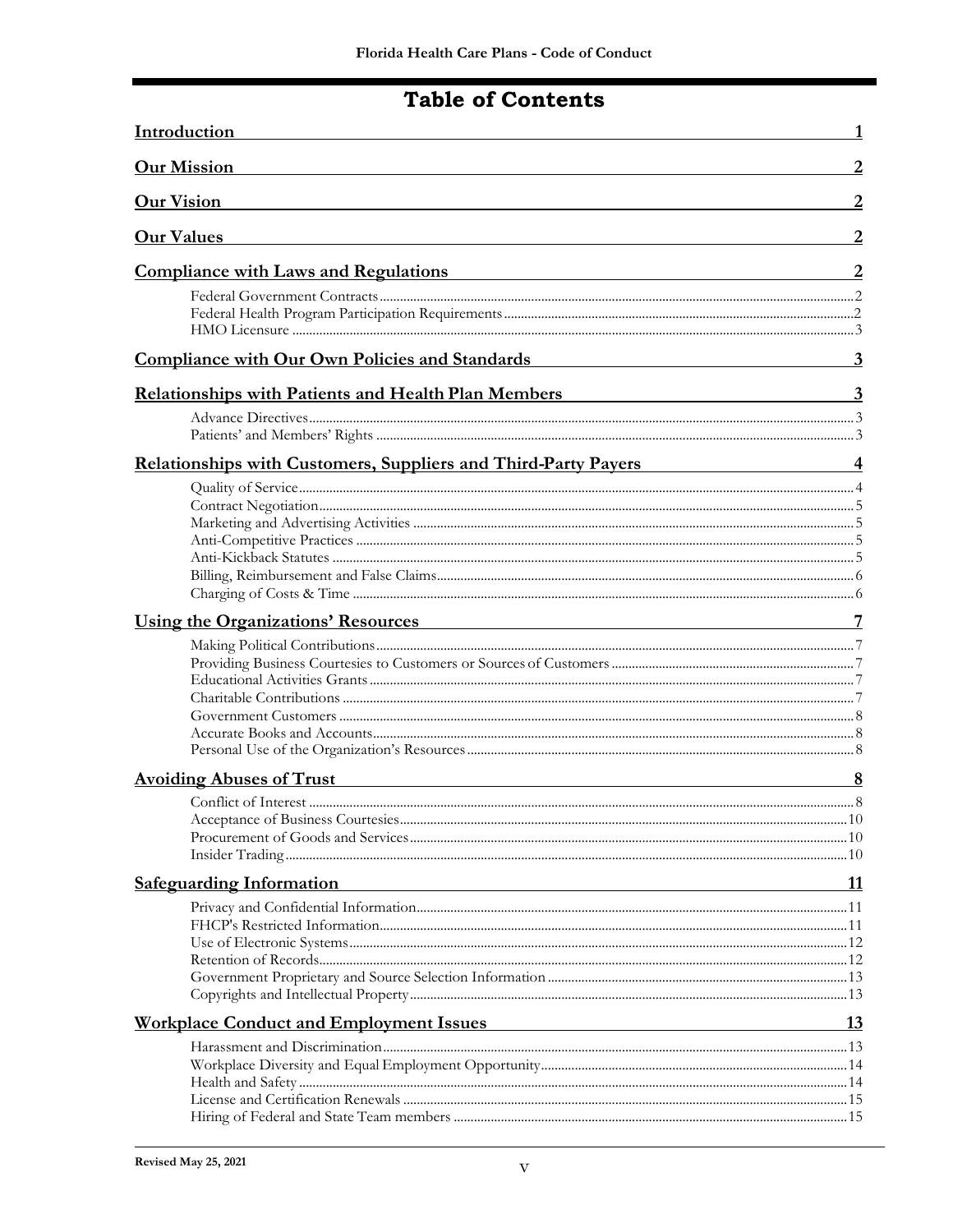# Table of Contents

| | |
|---|---|
| **Introduction** | **1** |
| **Our Mission** | **2** |
| **Our Vision** | **2** |
| **Our Values** | **2** |
| **Compliance with Laws and Regulations** | **2** |
| Federal Government Contracts | 2 |
| Federal Health Program Participation Requirements | 2 |
| HMO Licensure | 3 |
| **Compliance with Our Own Policies and Standards** | **3** |
| **Relationships with Patients and Health Plan Members** | **3** |
| Advance Directives | 3 |
| Patients' and Members' Rights | 3 |
| **Relationships with Customers, Suppliers and Third-Party Payers** | **4** |
| Quality of Service | 4 |
| Contract Negotiation | 5 |
| Marketing and Advertising Activities | 5 |
| Anti-Competitive Practices | 5 |
| Anti-Kickback Statutes | 5 |
| Billing, Reimbursement and False Claims | 6 |
| Charging of Costs & Time | 6 |
| **Using the Organizations' Resources** | **7** |
| Making Political Contributions | 7 |
| Providing Business Courtesies to Customers or Sources of Customers | 7 |
| Educational Activities Grants | 7 |
| Charitable Contributions | 7 |
| Government Customers | 8 |
| Accurate Books and Accounts | 8 |
| Personal Use of the Organization's Resources | 8 |
| **Avoiding Abuses of Trust** | **8** |
| Conflict of Interest | 8 |
| Acceptance of Business Courtesies | 10 |
| Procurement of Goods and Services | 10 |
| Insider Trading | 10 |
| **Safeguarding Information** | **11** |
| Privacy and Confidential Information | 11 |
| FHCP's Restricted Information | 11 |
| Use of Electronic Systems | 12 |
| Retention of Records | 12 |
| Government Proprietary and Source Selection Information | 13 |
| Copyrights and Intellectual Property | 13 |
| **Workplace Conduct and Employment Issues** | **13** |
| Harassment and Discrimination | 13 |
| Workplace Diversity and Equal Employment Opportunity | 14 |
| Health and Safety | 14 |
| License and Certification Renewals | 15 |
| Hiring of Federal and State Team members | 15 |

Revised May 25, 2021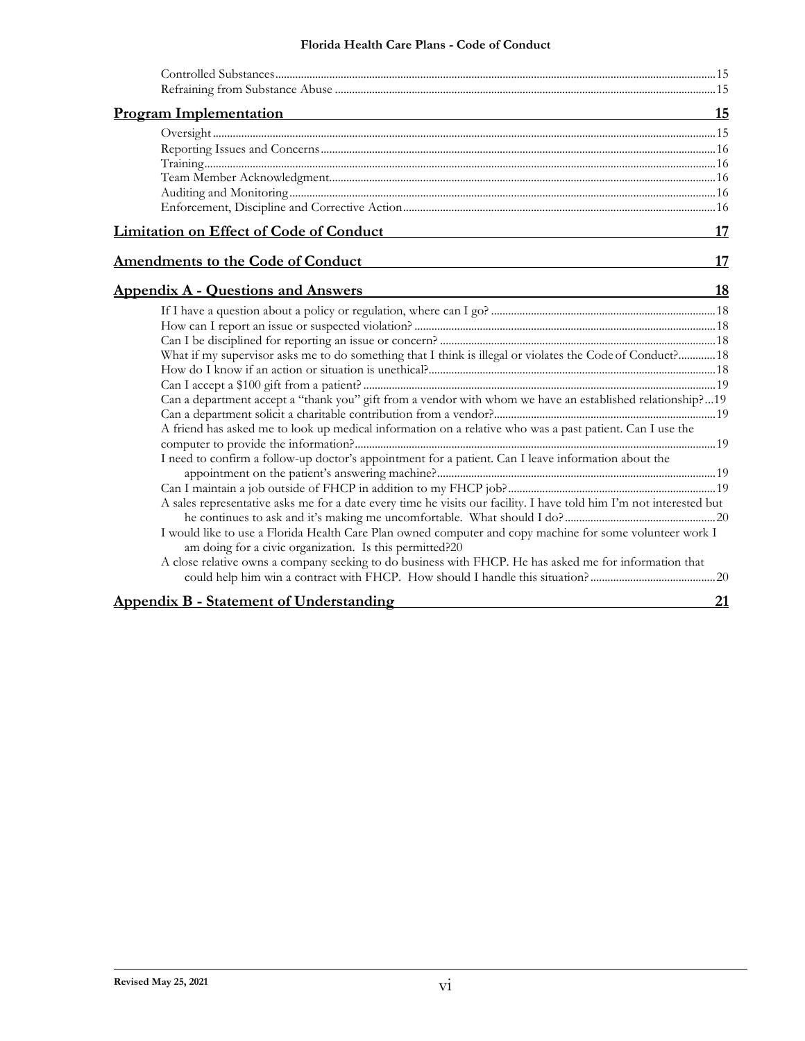Controlled Substances ........ 15
Refraining from Substance Abuse ........ 15

**Program Implementation** **15**

Oversight ........ 15
Reporting Issues and Concerns ........ 16
Training ........ 16
Team Member Acknowledgment ........ 16
Auditing and Monitoring ........ 16
Enforcement, Discipline and Corrective Action ........ 16

**Limitation on Effect of Code of Conduct** **17**

**Amendments to the Code of Conduct** **17**

**Appendix A - Questions and Answers** **18**

If I have a question about a policy or regulation, where can I go? ........ 18
How can I report an issue or suspected violation? ........ 18
Can I be disciplined for reporting an issue or concern? ........ 18
What if my supervisor asks me to do something that I think is illegal or violates the Code of Conduct? ........ 18
How do I know if an action or situation is unethical? ........ 18
Can I accept a $100 gift from a patient? ........ 19
Can a department accept a "thank you" gift from a vendor with whom we have an established relationship? ... 19
Can a department solicit a charitable contribution from a vendor? ........ 19
A friend has asked me to look up medical information on a relative who was a past patient. Can I use the computer to provide the information? ........ 19
I need to confirm a follow-up doctor's appointment for a patient. Can I leave information about the appointment on the patient's answering machine? ........ 19
Can I maintain a job outside of FHCP in addition to my FHCP job? ........ 19
A sales representative asks me for a date every time he visits our facility. I have told him I'm not interested but he continues to ask and it's making me uncomfortable. What should I do? ........ 20
I would like to use a Florida Health Care Plan owned computer and copy machine for some volunteer work I am doing for a civic organization. Is this permitted? 20
A close relative owns a company seeking to do business with FHCP. He has asked me for information that could help him win a contract with FHCP. How should I handle this situation? ........ 20

**Appendix B - Statement of Understanding** **21**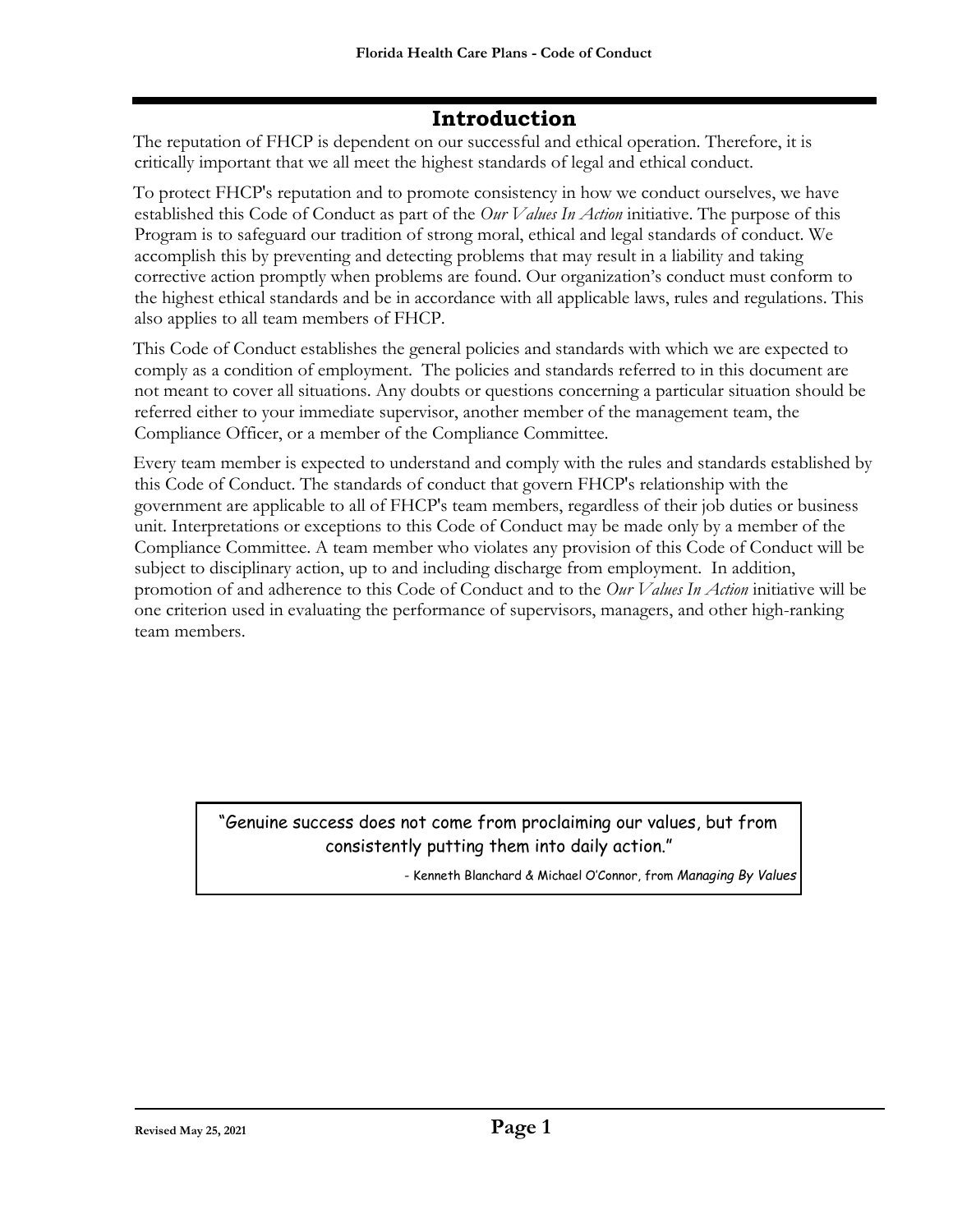# Introduction

The reputation of FHCP is dependent on our successful and ethical operation. Therefore, it is critically important that we all meet the highest standards of legal and ethical conduct.

To protect FHCP's reputation and to promote consistency in how we conduct ourselves, we have established this Code of Conduct as part of the *Our Values In Action* initiative. The purpose of this Program is to safeguard our tradition of strong moral, ethical and legal standards of conduct. We accomplish this by preventing and detecting problems that may result in a liability and taking corrective action promptly when problems are found. Our organization's conduct must conform to the highest ethical standards and be in accordance with all applicable laws, rules and regulations. This also applies to all team members of FHCP.

This Code of Conduct establishes the general policies and standards with which we are expected to comply as a condition of employment. The policies and standards referred to in this document are not meant to cover all situations. Any doubts or questions concerning a particular situation should be referred either to your immediate supervisor, another member of the management team, the Compliance Officer, or a member of the Compliance Committee.

Every team member is expected to understand and comply with the rules and standards established by this Code of Conduct. The standards of conduct that govern FHCP's relationship with the government are applicable to all of FHCP's team members, regardless of their job duties or business unit. Interpretations or exceptions to this Code of Conduct may be made only by a member of the Compliance Committee. A team member who violates any provision of this Code of Conduct will be subject to disciplinary action, up to and including discharge from employment. In addition, promotion of and adherence to this Code of Conduct and to the *Our Values In Action* initiative will be one criterion used in evaluating the performance of supervisors, managers, and other high-ranking team members.

> "Genuine success does not come from proclaiming our values, but from consistently putting them into daily action."
>
> - Kenneth Blanchard & Michael O'Connor, from *Managing By Values*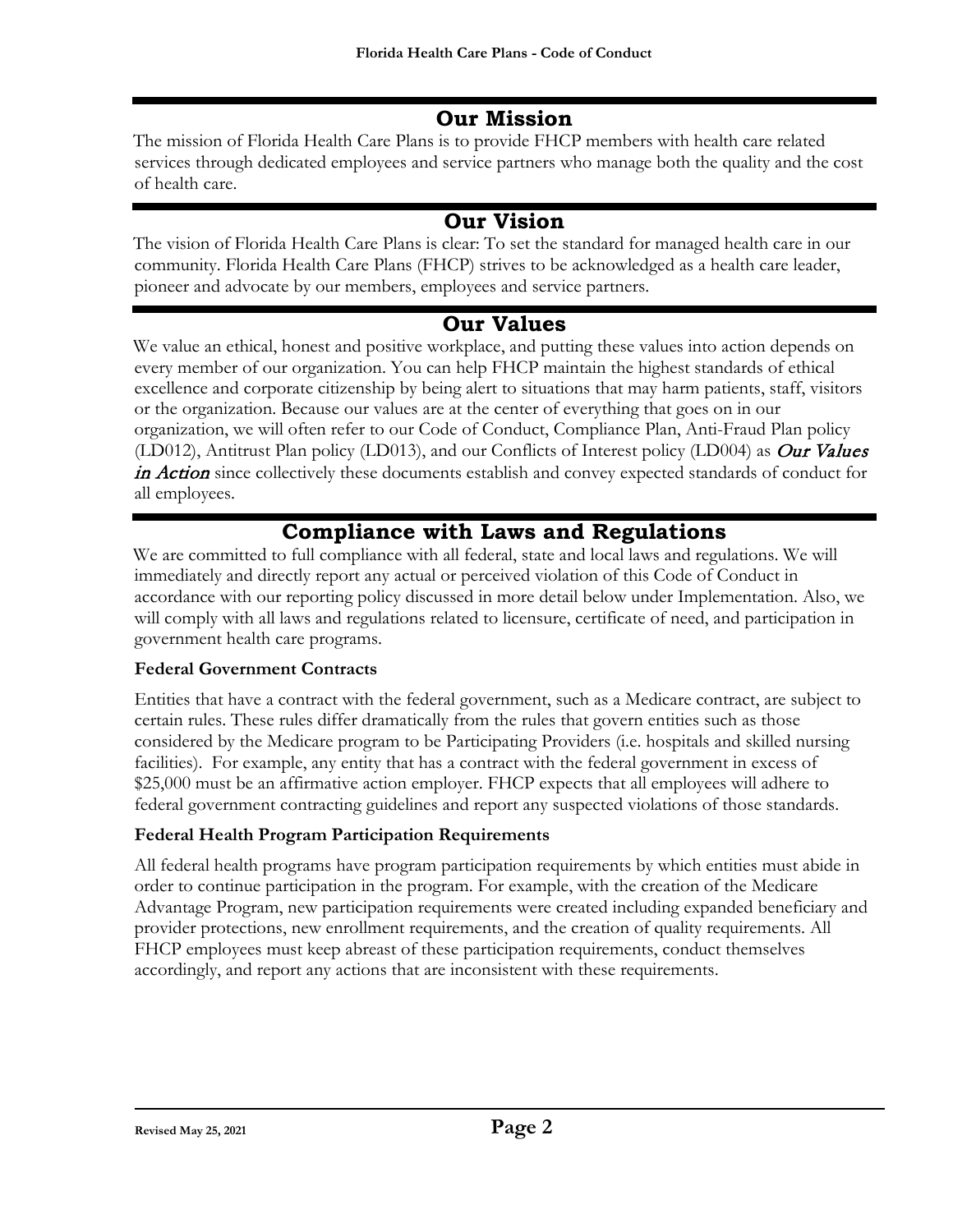## Our Mission

The mission of Florida Health Care Plans is to provide FHCP members with health care related services through dedicated employees and service partners who manage both the quality and the cost of health care.

## Our Vision

The vision of Florida Health Care Plans is clear: To set the standard for managed health care in our community. Florida Health Care Plans (FHCP) strives to be acknowledged as a health care leader, pioneer and advocate by our members, employees and service partners.

## Our Values

We value an ethical, honest and positive workplace, and putting these values into action depends on every member of our organization. You can help FHCP maintain the highest standards of ethical excellence and corporate citizenship by being alert to situations that may harm patients, staff, visitors or the organization. Because our values are at the center of everything that goes on in our organization, we will often refer to our Code of Conduct, Compliance Plan, Anti-Fraud Plan policy (LD012), Antitrust Plan policy (LD013), and our Conflicts of Interest policy (LD004) as ***Our Values in Action*** since collectively these documents establish and convey expected standards of conduct for all employees.

## Compliance with Laws and Regulations

We are committed to full compliance with all federal, state and local laws and regulations. We will immediately and directly report any actual or perceived violation of this Code of Conduct in accordance with our reporting policy discussed in more detail below under Implementation. Also, we will comply with all laws and regulations related to licensure, certificate of need, and participation in government health care programs.

### Federal Government Contracts

Entities that have a contract with the federal government, such as a Medicare contract, are subject to certain rules. These rules differ dramatically from the rules that govern entities such as those considered by the Medicare program to be Participating Providers (i.e. hospitals and skilled nursing facilities). For example, any entity that has a contract with the federal government in excess of $25,000 must be an affirmative action employer. FHCP expects that all employees will adhere to federal government contracting guidelines and report any suspected violations of those standards.

### Federal Health Program Participation Requirements

All federal health programs have program participation requirements by which entities must abide in order to continue participation in the program. For example, with the creation of the Medicare Advantage Program, new participation requirements were created including expanded beneficiary and provider protections, new enrollment requirements, and the creation of quality requirements. All FHCP employees must keep abreast of these participation requirements, conduct themselves accordingly, and report any actions that are inconsistent with these requirements.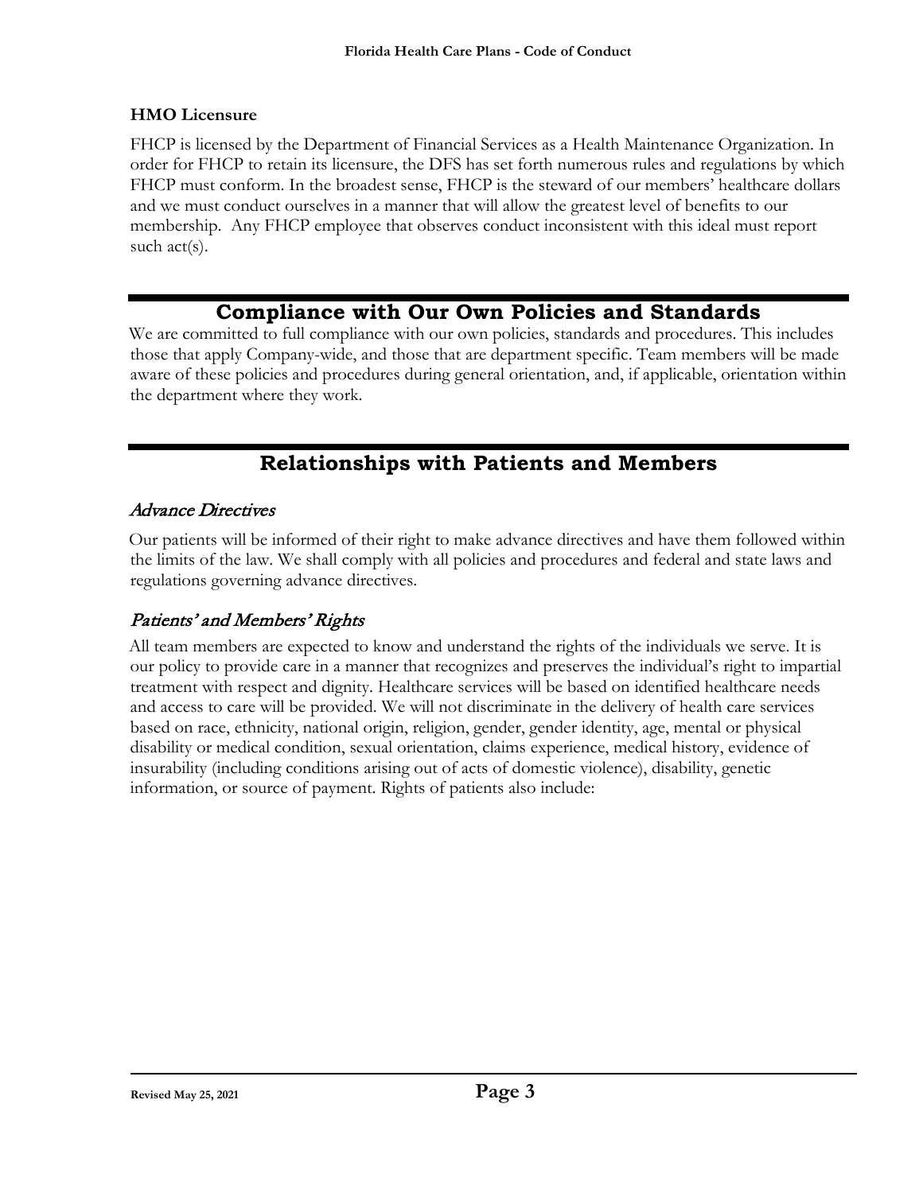### HMO Licensure

FHCP is licensed by the Department of Financial Services as a Health Maintenance Organization. In order for FHCP to retain its licensure, the DFS has set forth numerous rules and regulations by which FHCP must conform. In the broadest sense, FHCP is the steward of our members' healthcare dollars and we must conduct ourselves in a manner that will allow the greatest level of benefits to our membership. Any FHCP employee that observes conduct inconsistent with this ideal must report such act(s).

## Compliance with Our Own Policies and Standards

We are committed to full compliance with our own policies, standards and procedures. This includes those that apply Company-wide, and those that are department specific. Team members will be made aware of these policies and procedures during general orientation, and, if applicable, orientation within the department where they work.

## Relationships with Patients and Members

### *Advance Directives*

Our patients will be informed of their right to make advance directives and have them followed within the limits of the law. We shall comply with all policies and procedures and federal and state laws and regulations governing advance directives.

### *Patients' and Members' Rights*

All team members are expected to know and understand the rights of the individuals we serve. It is our policy to provide care in a manner that recognizes and preserves the individual's right to impartial treatment with respect and dignity. Healthcare services will be based on identified healthcare needs and access to care will be provided. We will not discriminate in the delivery of health care services based on race, ethnicity, national origin, religion, gender, gender identity, age, mental or physical disability or medical condition, sexual orientation, claims experience, medical history, evidence of insurability (including conditions arising out of acts of domestic violence), disability, genetic information, or source of payment. Rights of patients also include: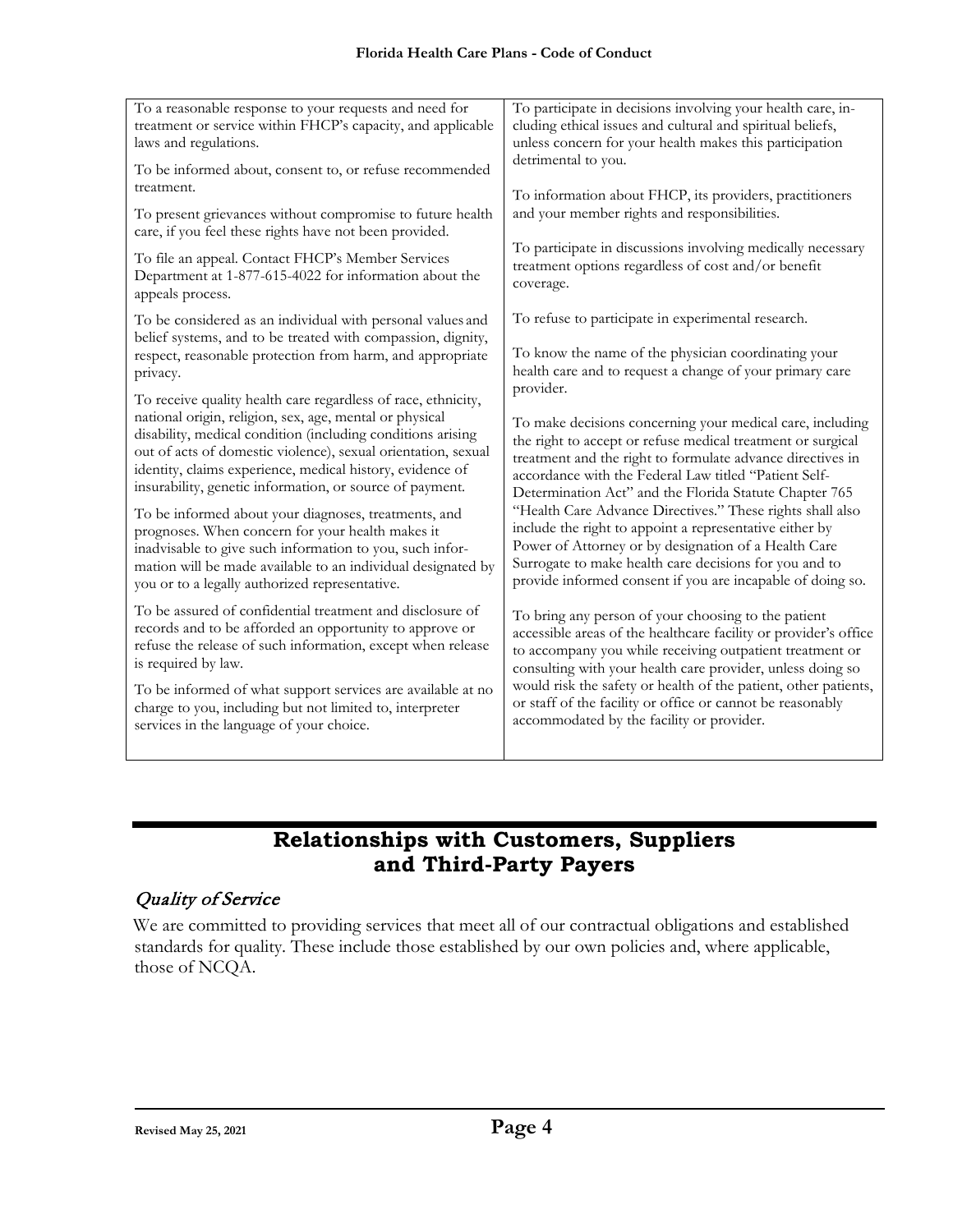To a reasonable response to your requests and need for treatment or service within FHCP's capacity, and applicable laws and regulations.

To be informed about, consent to, or refuse recommended treatment.

To present grievances without compromise to future health care, if you feel these rights have not been provided.

To file an appeal. Contact FHCP's Member Services Department at 1-877-615-4022 for information about the appeals process.

To be considered as an individual with personal values and belief systems, and to be treated with compassion, dignity, respect, reasonable protection from harm, and appropriate privacy.

To receive quality health care regardless of race, ethnicity, national origin, religion, sex, age, mental or physical disability, medical condition (including conditions arising out of acts of domestic violence), sexual orientation, sexual identity, claims experience, medical history, evidence of insurability, genetic information, or source of payment.

To be informed about your diagnoses, treatments, and prognoses. When concern for your health makes it inadvisable to give such information to you, such information will be made available to an individual designated by you or to a legally authorized representative.

To be assured of confidential treatment and disclosure of records and to be afforded an opportunity to approve or refuse the release of such information, except when release is required by law.

To be informed of what support services are available at no charge to you, including but not limited to, interpreter services in the language of your choice.

To participate in decisions involving your health care, including ethical issues and cultural and spiritual beliefs, unless concern for your health makes this participation detrimental to you.

To information about FHCP, its providers, practitioners and your member rights and responsibilities.

To participate in discussions involving medically necessary treatment options regardless of cost and/or benefit coverage.

To refuse to participate in experimental research.

To know the name of the physician coordinating your health care and to request a change of your primary care provider.

To make decisions concerning your medical care, including the right to accept or refuse medical treatment or surgical treatment and the right to formulate advance directives in accordance with the Federal Law titled "Patient Self-Determination Act" and the Florida Statute Chapter 765 "Health Care Advance Directives." These rights shall also include the right to appoint a representative either by Power of Attorney or by designation of a Health Care Surrogate to make health care decisions for you and to provide informed consent if you are incapable of doing so.

To bring any person of your choosing to the patient accessible areas of the healthcare facility or provider's office to accompany you while receiving outpatient treatment or consulting with your health care provider, unless doing so would risk the safety or health of the patient, other patients, or staff of the facility or office or cannot be reasonably accommodated by the facility or provider.

## Relationships with Customers, Suppliers and Third-Party Payers

### *Quality of Service*

We are committed to providing services that meet all of our contractual obligations and established standards for quality. These include those established by our own policies and, where applicable, those of NCQA.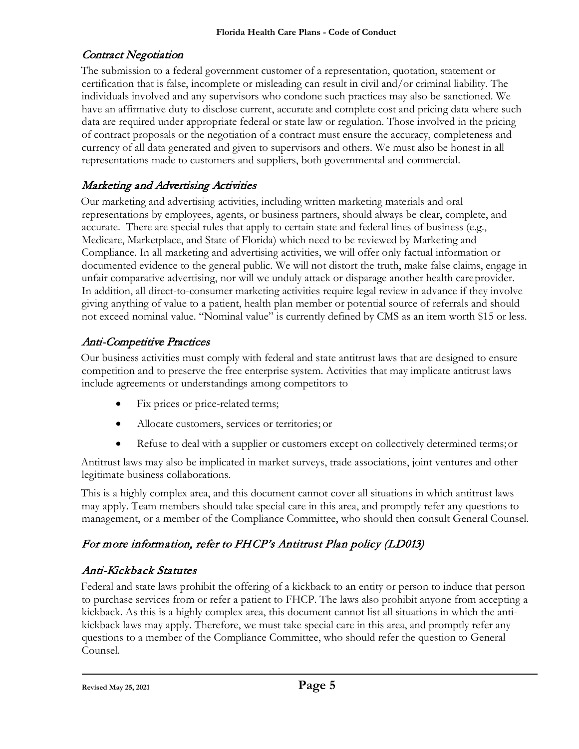## Contract Negotiation

The submission to a federal government customer of a representation, quotation, statement or certification that is false, incomplete or misleading can result in civil and/or criminal liability. The individuals involved and any supervisors who condone such practices may also be sanctioned. We have an affirmative duty to disclose current, accurate and complete cost and pricing data where such data are required under appropriate federal or state law or regulation. Those involved in the pricing of contract proposals or the negotiation of a contract must ensure the accuracy, completeness and currency of all data generated and given to supervisors and others. We must also be honest in all representations made to customers and suppliers, both governmental and commercial.

## Marketing and Advertising Activities

Our marketing and advertising activities, including written marketing materials and oral representations by employees, agents, or business partners, should always be clear, complete, and accurate. There are special rules that apply to certain state and federal lines of business (e.g., Medicare, Marketplace, and State of Florida) which need to be reviewed by Marketing and Compliance. In all marketing and advertising activities, we will offer only factual information or documented evidence to the general public. We will not distort the truth, make false claims, engage in unfair comparative advertising, nor will we unduly attack or disparage another health care provider. In addition, all direct-to-consumer marketing activities require legal review in advance if they involve giving anything of value to a patient, health plan member or potential source of referrals and should not exceed nominal value. "Nominal value" is currently defined by CMS as an item worth $15 or less.

## Anti-Competitive Practices

Our business activities must comply with federal and state antitrust laws that are designed to ensure competition and to preserve the free enterprise system. Activities that may implicate antitrust laws include agreements or understandings among competitors to

- Fix prices or price-related terms;
- Allocate customers, services or territories; or
- Refuse to deal with a supplier or customers except on collectively determined terms; or

Antitrust laws may also be implicated in market surveys, trade associations, joint ventures and other legitimate business collaborations.

This is a highly complex area, and this document cannot cover all situations in which antitrust laws may apply. Team members should take special care in this area, and promptly refer any questions to management, or a member of the Compliance Committee, who should then consult General Counsel.

## For more information, refer to FHCP's Antitrust Plan policy (LD013)

## Anti-Kickback Statutes

Federal and state laws prohibit the offering of a kickback to an entity or person to induce that person to purchase services from or refer a patient to FHCP. The laws also prohibit anyone from accepting a kickback. As this is a highly complex area, this document cannot list all situations in which the anti-kickback laws may apply. Therefore, we must take special care in this area, and promptly refer any questions to a member of the Compliance Committee, who should refer the question to General Counsel.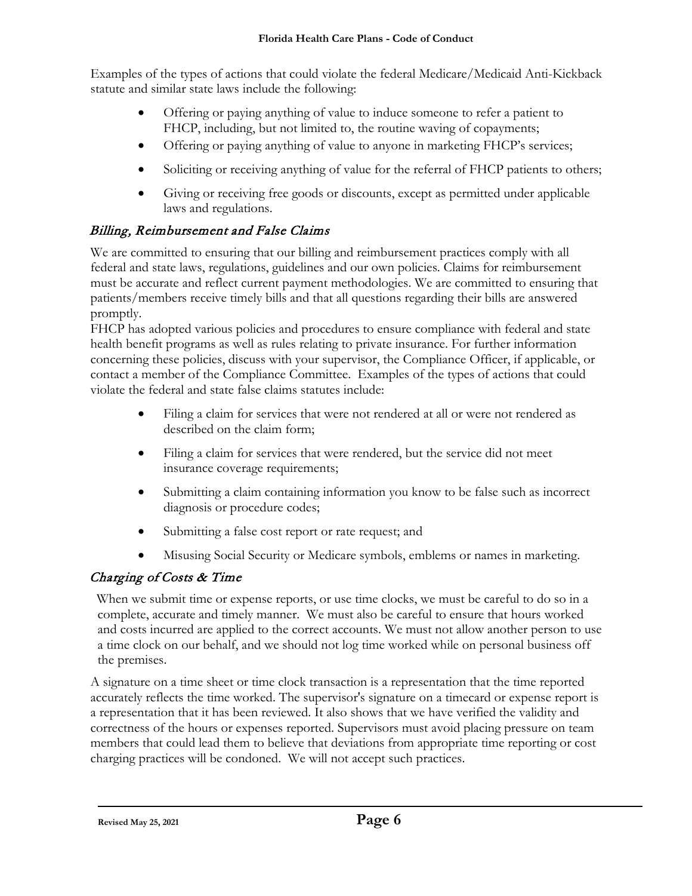Examples of the types of actions that could violate the federal Medicare/Medicaid Anti-Kickback statute and similar state laws include the following:

- Offering or paying anything of value to induce someone to refer a patient to FHCP, including, but not limited to, the routine waving of copayments;
- Offering or paying anything of value to anyone in marketing FHCP's services;
- Soliciting or receiving anything of value for the referral of FHCP patients to others;
- Giving or receiving free goods or discounts, except as permitted under applicable laws and regulations.

### *Billing, Reimbursement and False Claims*

We are committed to ensuring that our billing and reimbursement practices comply with all federal and state laws, regulations, guidelines and our own policies. Claims for reimbursement must be accurate and reflect current payment methodologies. We are committed to ensuring that patients/members receive timely bills and that all questions regarding their bills are answered promptly.

FHCP has adopted various policies and procedures to ensure compliance with federal and state health benefit programs as well as rules relating to private insurance. For further information concerning these policies, discuss with your supervisor, the Compliance Officer, if applicable, or contact a member of the Compliance Committee. Examples of the types of actions that could violate the federal and state false claims statutes include:

- Filing a claim for services that were not rendered at all or were not rendered as described on the claim form;
- Filing a claim for services that were rendered, but the service did not meet insurance coverage requirements;
- Submitting a claim containing information you know to be false such as incorrect diagnosis or procedure codes;
- Submitting a false cost report or rate request; and
- Misusing Social Security or Medicare symbols, emblems or names in marketing.

### *Charging of Costs & Time*

When we submit time or expense reports, or use time clocks, we must be careful to do so in a complete, accurate and timely manner. We must also be careful to ensure that hours worked and costs incurred are applied to the correct accounts. We must not allow another person to use a time clock on our behalf, and we should not log time worked while on personal business off the premises.

A signature on a time sheet or time clock transaction is a representation that the time reported accurately reflects the time worked. The supervisor's signature on a timecard or expense report is a representation that it has been reviewed. It also shows that we have verified the validity and correctness of the hours or expenses reported. Supervisors must avoid placing pressure on team members that could lead them to believe that deviations from appropriate time reporting or cost charging practices will be condoned. We will not accept such practices.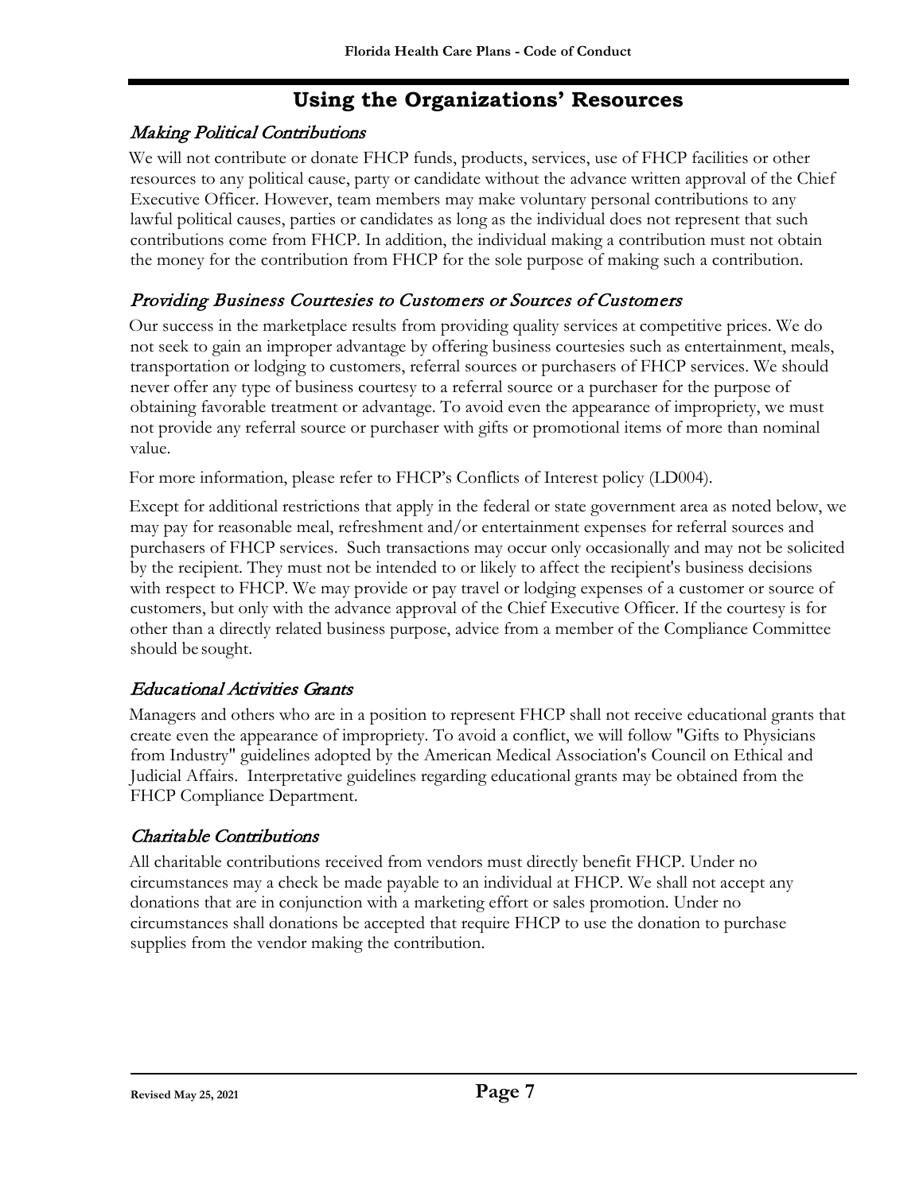## Using the Organizations' Resources

### *Making Political Contributions*

We will not contribute or donate FHCP funds, products, services, use of FHCP facilities or other resources to any political cause, party or candidate without the advance written approval of the Chief Executive Officer. However, team members may make voluntary personal contributions to any lawful political causes, parties or candidates as long as the individual does not represent that such contributions come from FHCP. In addition, the individual making a contribution must not obtain the money for the contribution from FHCP for the sole purpose of making such a contribution.

### *Providing Business Courtesies to Customers or Sources of Customers*

Our success in the marketplace results from providing quality services at competitive prices. We do not seek to gain an improper advantage by offering business courtesies such as entertainment, meals, transportation or lodging to customers, referral sources or purchasers of FHCP services. We should never offer any type of business courtesy to a referral source or a purchaser for the purpose of obtaining favorable treatment or advantage. To avoid even the appearance of impropriety, we must not provide any referral source or purchaser with gifts or promotional items of more than nominal value.

For more information, please refer to FHCP's Conflicts of Interest policy (LD004).

Except for additional restrictions that apply in the federal or state government area as noted below, we may pay for reasonable meal, refreshment and/or entertainment expenses for referral sources and purchasers of FHCP services. Such transactions may occur only occasionally and may not be solicited by the recipient. They must not be intended to or likely to affect the recipient's business decisions with respect to FHCP. We may provide or pay travel or lodging expenses of a customer or source of customers, but only with the advance approval of the Chief Executive Officer. If the courtesy is for other than a directly related business purpose, advice from a member of the Compliance Committee should be sought.

### *Educational Activities Grants*

Managers and others who are in a position to represent FHCP shall not receive educational grants that create even the appearance of impropriety. To avoid a conflict, we will follow "Gifts to Physicians from Industry" guidelines adopted by the American Medical Association's Council on Ethical and Judicial Affairs. Interpretative guidelines regarding educational grants may be obtained from the FHCP Compliance Department.

### *Charitable Contributions*

All charitable contributions received from vendors must directly benefit FHCP. Under no circumstances may a check be made payable to an individual at FHCP. We shall not accept any donations that are in conjunction with a marketing effort or sales promotion. Under no circumstances shall donations be accepted that require FHCP to use the donation to purchase supplies from the vendor making the contribution.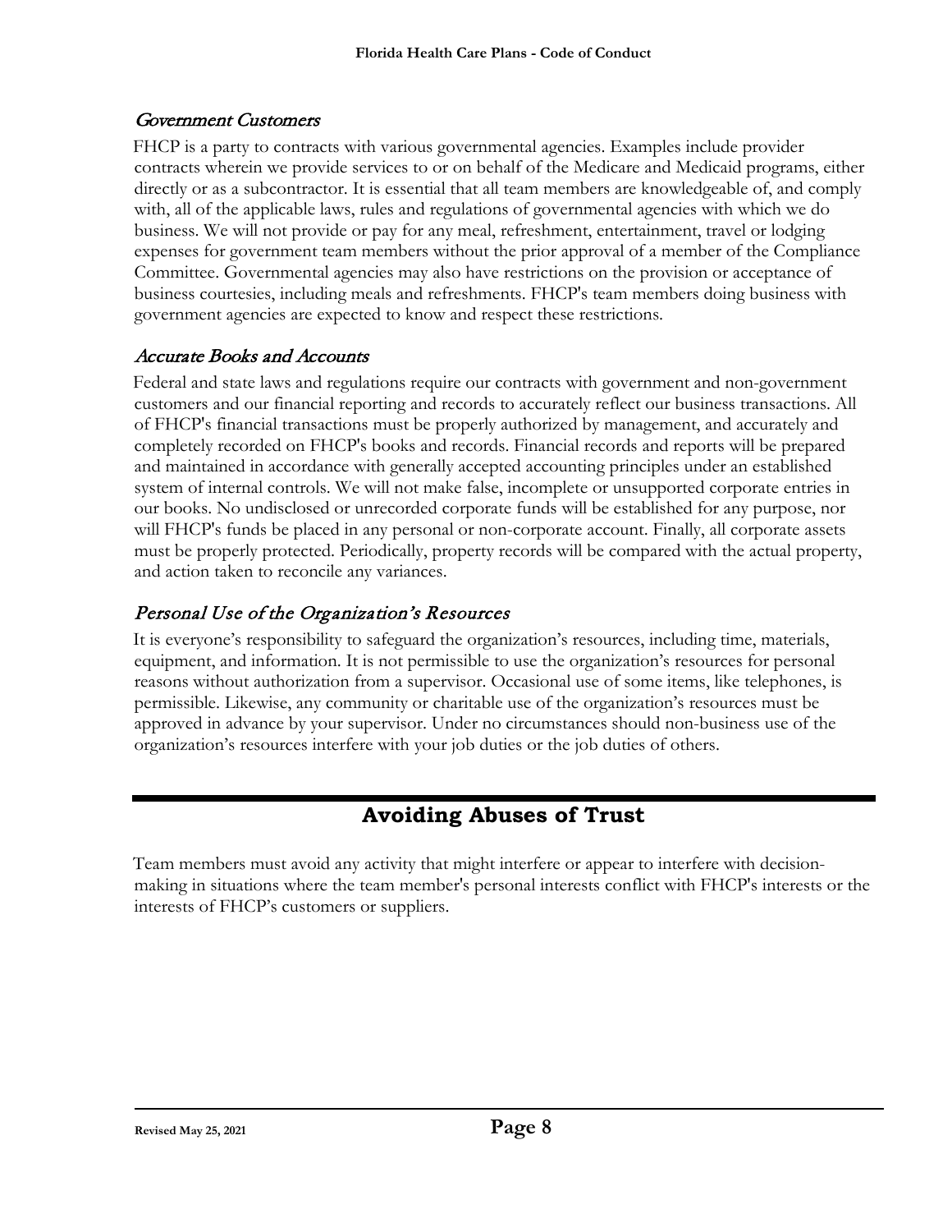### *Government Customers*

FHCP is a party to contracts with various governmental agencies. Examples include provider contracts wherein we provide services to or on behalf of the Medicare and Medicaid programs, either directly or as a subcontractor. It is essential that all team members are knowledgeable of, and comply with, all of the applicable laws, rules and regulations of governmental agencies with which we do business. We will not provide or pay for any meal, refreshment, entertainment, travel or lodging expenses for government team members without the prior approval of a member of the Compliance Committee. Governmental agencies may also have restrictions on the provision or acceptance of business courtesies, including meals and refreshments. FHCP's team members doing business with government agencies are expected to know and respect these restrictions.

### *Accurate Books and Accounts*

Federal and state laws and regulations require our contracts with government and non-government customers and our financial reporting and records to accurately reflect our business transactions. All of FHCP's financial transactions must be properly authorized by management, and accurately and completely recorded on FHCP's books and records. Financial records and reports will be prepared and maintained in accordance with generally accepted accounting principles under an established system of internal controls. We will not make false, incomplete or unsupported corporate entries in our books. No undisclosed or unrecorded corporate funds will be established for any purpose, nor will FHCP's funds be placed in any personal or non-corporate account. Finally, all corporate assets must be properly protected. Periodically, property records will be compared with the actual property, and action taken to reconcile any variances.

### *Personal Use of the Organization's Resources*

It is everyone's responsibility to safeguard the organization's resources, including time, materials, equipment, and information. It is not permissible to use the organization's resources for personal reasons without authorization from a supervisor. Occasional use of some items, like telephones, is permissible. Likewise, any community or charitable use of the organization's resources must be approved in advance by your supervisor. Under no circumstances should non-business use of the organization's resources interfere with your job duties or the job duties of others.

## Avoiding Abuses of Trust

Team members must avoid any activity that might interfere or appear to interfere with decision-making in situations where the team member's personal interests conflict with FHCP's interests or the interests of FHCP's customers or suppliers.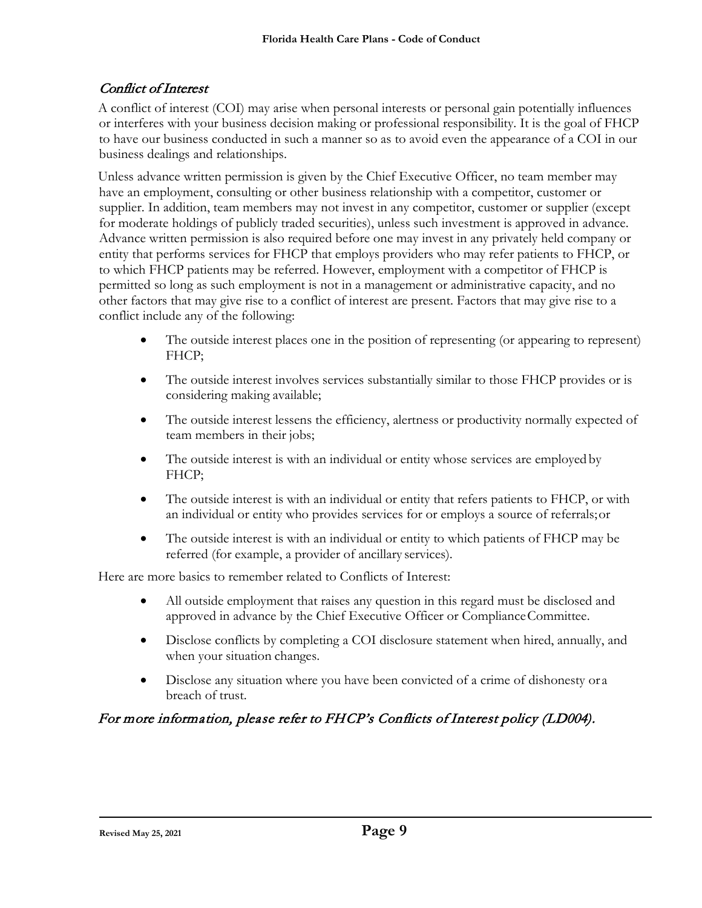## *Conflict of Interest*

A conflict of interest (COI) may arise when personal interests or personal gain potentially influences or interferes with your business decision making or professional responsibility. It is the goal of FHCP to have our business conducted in such a manner so as to avoid even the appearance of a COI in our business dealings and relationships.

Unless advance written permission is given by the Chief Executive Officer, no team member may have an employment, consulting or other business relationship with a competitor, customer or supplier. In addition, team members may not invest in any competitor, customer or supplier (except for moderate holdings of publicly traded securities), unless such investment is approved in advance. Advance written permission is also required before one may invest in any privately held company or entity that performs services for FHCP that employs providers who may refer patients to FHCP, or to which FHCP patients may be referred. However, employment with a competitor of FHCP is permitted so long as such employment is not in a management or administrative capacity, and no other factors that may give rise to a conflict of interest are present. Factors that may give rise to a conflict include any of the following:

- The outside interest places one in the position of representing (or appearing to represent) FHCP;
- The outside interest involves services substantially similar to those FHCP provides or is considering making available;
- The outside interest lessens the efficiency, alertness or productivity normally expected of team members in their jobs;
- The outside interest is with an individual or entity whose services are employed by FHCP;
- The outside interest is with an individual or entity that refers patients to FHCP, or with an individual or entity who provides services for or employs a source of referrals; or
- The outside interest is with an individual or entity to which patients of FHCP may be referred (for example, a provider of ancillary services).

Here are more basics to remember related to Conflicts of Interest:

- All outside employment that raises any question in this regard must be disclosed and approved in advance by the Chief Executive Officer or Compliance Committee.
- Disclose conflicts by completing a COI disclosure statement when hired, annually, and when your situation changes.
- Disclose any situation where you have been convicted of a crime of dishonesty or a breach of trust.

*For more information, please refer to FHCP's Conflicts of Interest policy (LD004).*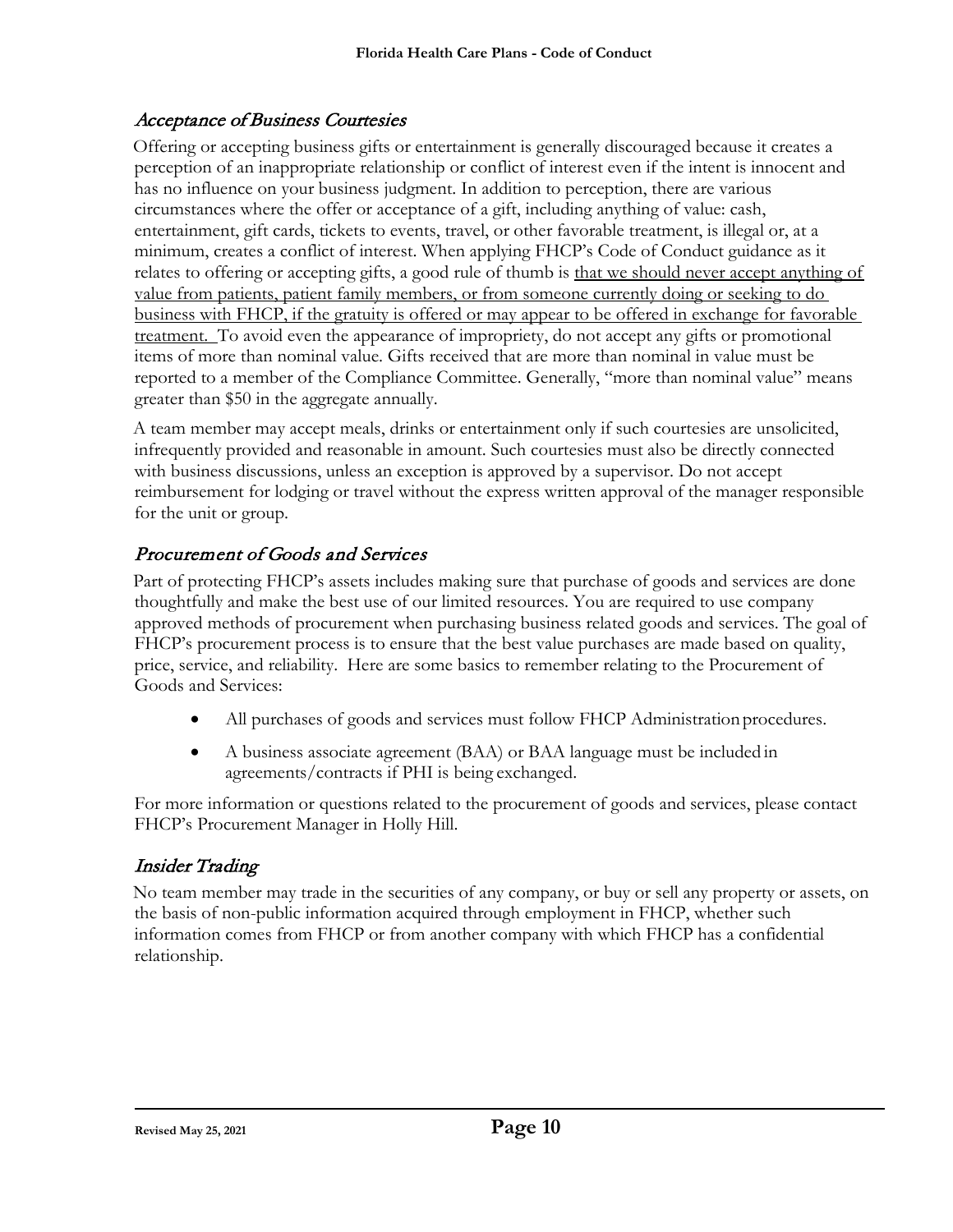## *Acceptance of Business Courtesies*

Offering or accepting business gifts or entertainment is generally discouraged because it creates a perception of an inappropriate relationship or conflict of interest even if the intent is innocent and has no influence on your business judgment. In addition to perception, there are various circumstances where the offer or acceptance of a gift, including anything of value: cash, entertainment, gift cards, tickets to events, travel, or other favorable treatment, is illegal or, at a minimum, creates a conflict of interest. When applying FHCP's Code of Conduct guidance as it relates to offering or accepting gifts, a good rule of thumb is <u>that we should never accept anything of value from patients, patient family members, or from someone currently doing or seeking to do business with FHCP, if the gratuity is offered or may appear to be offered in exchange for favorable treatment.</u> To avoid even the appearance of impropriety, do not accept any gifts or promotional items of more than nominal value. Gifts received that are more than nominal in value must be reported to a member of the Compliance Committee. Generally, "more than nominal value" means greater than $50 in the aggregate annually.

A team member may accept meals, drinks or entertainment only if such courtesies are unsolicited, infrequently provided and reasonable in amount. Such courtesies must also be directly connected with business discussions, unless an exception is approved by a supervisor. Do not accept reimbursement for lodging or travel without the express written approval of the manager responsible for the unit or group.

## *Procurement of Goods and Services*

Part of protecting FHCP's assets includes making sure that purchase of goods and services are done thoughtfully and make the best use of our limited resources. You are required to use company approved methods of procurement when purchasing business related goods and services. The goal of FHCP's procurement process is to ensure that the best value purchases are made based on quality, price, service, and reliability. Here are some basics to remember relating to the Procurement of Goods and Services:

- All purchases of goods and services must follow FHCP Administration procedures.
- A business associate agreement (BAA) or BAA language must be included in agreements/contracts if PHI is being exchanged.

For more information or questions related to the procurement of goods and services, please contact FHCP's Procurement Manager in Holly Hill.

## *Insider Trading*

No team member may trade in the securities of any company, or buy or sell any property or assets, on the basis of non-public information acquired through employment in FHCP, whether such information comes from FHCP or from another company with which FHCP has a confidential relationship.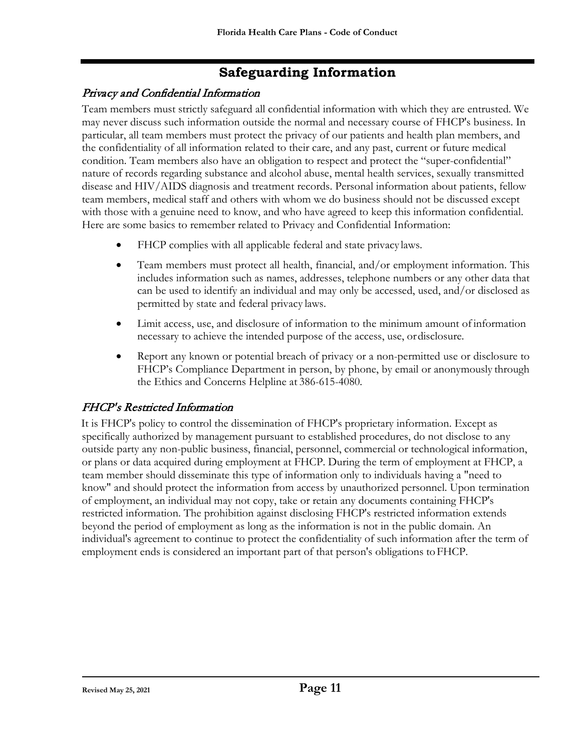# Safeguarding Information

## *Privacy and Confidential Information*

Team members must strictly safeguard all confidential information with which they are entrusted. We may never discuss such information outside the normal and necessary course of FHCP's business. In particular, all team members must protect the privacy of our patients and health plan members, and the confidentiality of all information related to their care, and any past, current or future medical condition. Team members also have an obligation to respect and protect the "super-confidential" nature of records regarding substance and alcohol abuse, mental health services, sexually transmitted disease and HIV/AIDS diagnosis and treatment records. Personal information about patients, fellow team members, medical staff and others with whom we do business should not be discussed except with those with a genuine need to know, and who have agreed to keep this information confidential. Here are some basics to remember related to Privacy and Confidential Information:

- FHCP complies with all applicable federal and state privacy laws.
- Team members must protect all health, financial, and/or employment information. This includes information such as names, addresses, telephone numbers or any other data that can be used to identify an individual and may only be accessed, used, and/or disclosed as permitted by state and federal privacy laws.
- Limit access, use, and disclosure of information to the minimum amount of information necessary to achieve the intended purpose of the access, use, or disclosure.
- Report any known or potential breach of privacy or a non-permitted use or disclosure to FHCP's Compliance Department in person, by phone, by email or anonymously through the Ethics and Concerns Helpline at 386-615-4080.

## *FHCP's Restricted Information*

It is FHCP's policy to control the dissemination of FHCP's proprietary information. Except as specifically authorized by management pursuant to established procedures, do not disclose to any outside party any non-public business, financial, personnel, commercial or technological information, or plans or data acquired during employment at FHCP. During the term of employment at FHCP, a team member should disseminate this type of information only to individuals having a "need to know" and should protect the information from access by unauthorized personnel. Upon termination of employment, an individual may not copy, take or retain any documents containing FHCP's restricted information. The prohibition against disclosing FHCP's restricted information extends beyond the period of employment as long as the information is not in the public domain. An individual's agreement to continue to protect the confidentiality of such information after the term of employment ends is considered an important part of that person's obligations to FHCP.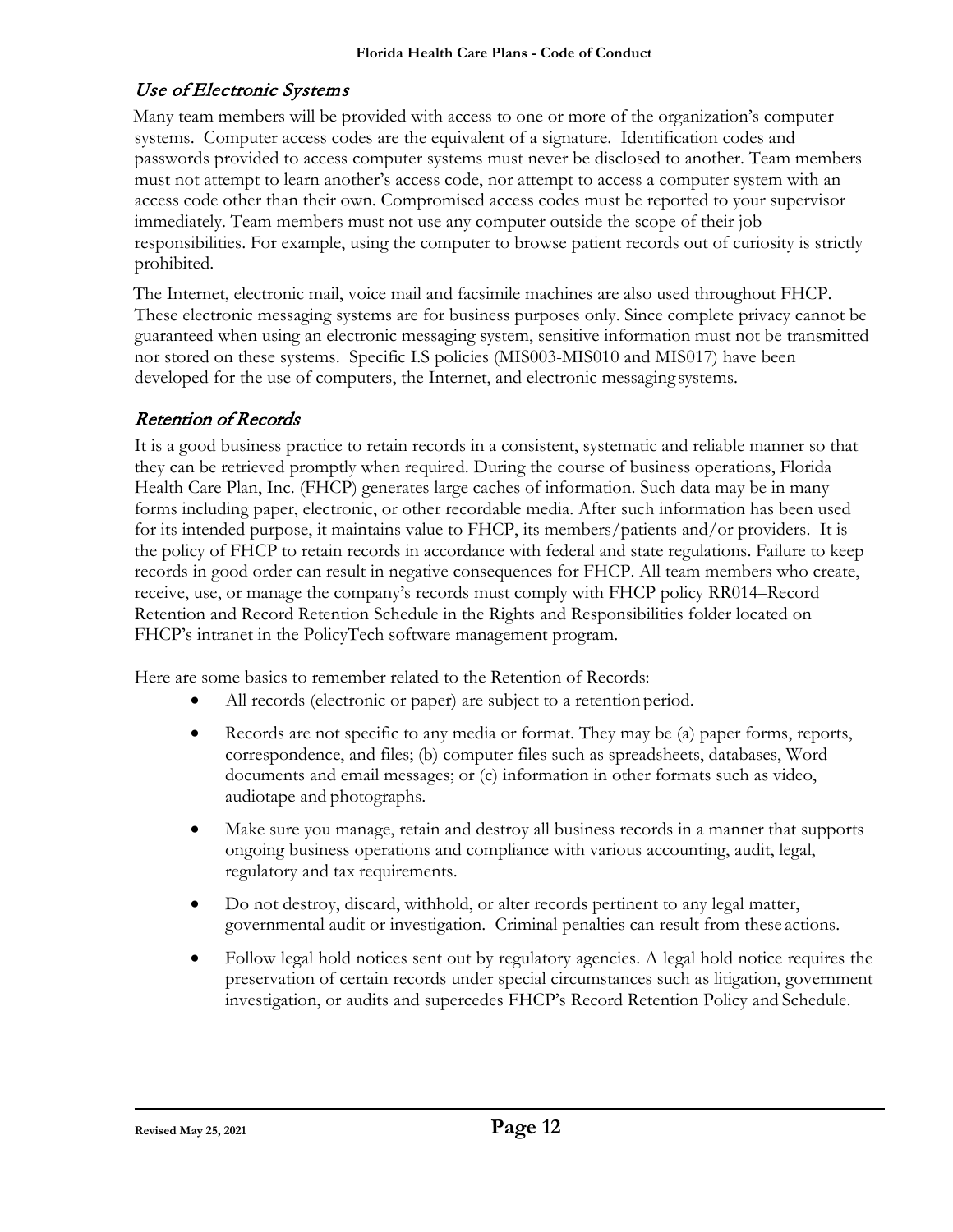## *Use of Electronic Systems*

Many team members will be provided with access to one or more of the organization's computer systems. Computer access codes are the equivalent of a signature. Identification codes and passwords provided to access computer systems must never be disclosed to another. Team members must not attempt to learn another's access code, nor attempt to access a computer system with an access code other than their own. Compromised access codes must be reported to your supervisor immediately. Team members must not use any computer outside the scope of their job responsibilities. For example, using the computer to browse patient records out of curiosity is strictly prohibited.

The Internet, electronic mail, voice mail and facsimile machines are also used throughout FHCP. These electronic messaging systems are for business purposes only. Since complete privacy cannot be guaranteed when using an electronic messaging system, sensitive information must not be transmitted nor stored on these systems. Specific I.S policies (MIS003-MIS010 and MIS017) have been developed for the use of computers, the Internet, and electronic messaging systems.

## *Retention of Records*

It is a good business practice to retain records in a consistent, systematic and reliable manner so that they can be retrieved promptly when required. During the course of business operations, Florida Health Care Plan, Inc. (FHCP) generates large caches of information. Such data may be in many forms including paper, electronic, or other recordable media. After such information has been used for its intended purpose, it maintains value to FHCP, its members/patients and/or providers. It is the policy of FHCP to retain records in accordance with federal and state regulations. Failure to keep records in good order can result in negative consequences for FHCP. All team members who create, receive, use, or manage the company's records must comply with FHCP policy RR014–Record Retention and Record Retention Schedule in the Rights and Responsibilities folder located on FHCP's intranet in the PolicyTech software management program.

Here are some basics to remember related to the Retention of Records:

- All records (electronic or paper) are subject to a retention period.
- Records are not specific to any media or format. They may be (a) paper forms, reports, correspondence, and files; (b) computer files such as spreadsheets, databases, Word documents and email messages; or (c) information in other formats such as video, audiotape and photographs.
- Make sure you manage, retain and destroy all business records in a manner that supports ongoing business operations and compliance with various accounting, audit, legal, regulatory and tax requirements.
- Do not destroy, discard, withhold, or alter records pertinent to any legal matter, governmental audit or investigation. Criminal penalties can result from these actions.
- Follow legal hold notices sent out by regulatory agencies. A legal hold notice requires the preservation of certain records under special circumstances such as litigation, government investigation, or audits and supercedes FHCP's Record Retention Policy and Schedule.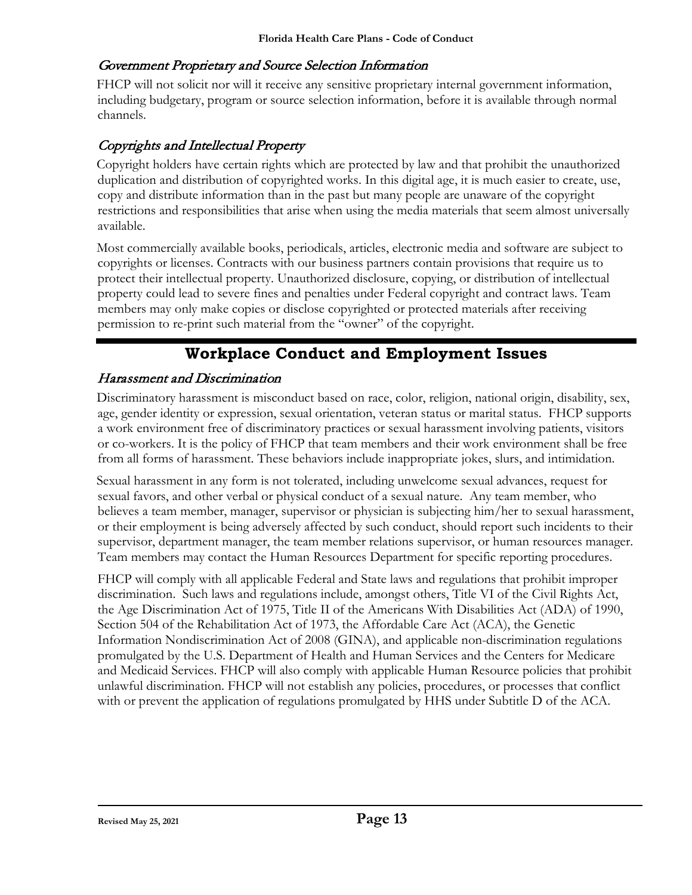### *Government Proprietary and Source Selection Information*

FHCP will not solicit nor will it receive any sensitive proprietary internal government information, including budgetary, program or source selection information, before it is available through normal channels.

### *Copyrights and Intellectual Property*

Copyright holders have certain rights which are protected by law and that prohibit the unauthorized duplication and distribution of copyrighted works. In this digital age, it is much easier to create, use, copy and distribute information than in the past but many people are unaware of the copyright restrictions and responsibilities that arise when using the media materials that seem almost universally available.

Most commercially available books, periodicals, articles, electronic media and software are subject to copyrights or licenses. Contracts with our business partners contain provisions that require us to protect their intellectual property. Unauthorized disclosure, copying, or distribution of intellectual property could lead to severe fines and penalties under Federal copyright and contract laws. Team members may only make copies or disclose copyrighted or protected materials after receiving permission to re-print such material from the "owner" of the copyright.

## Workplace Conduct and Employment Issues

### *Harassment and Discrimination*

Discriminatory harassment is misconduct based on race, color, religion, national origin, disability, sex, age, gender identity or expression, sexual orientation, veteran status or marital status. FHCP supports a work environment free of discriminatory practices or sexual harassment involving patients, visitors or co-workers. It is the policy of FHCP that team members and their work environment shall be free from all forms of harassment. These behaviors include inappropriate jokes, slurs, and intimidation.

Sexual harassment in any form is not tolerated, including unwelcome sexual advances, request for sexual favors, and other verbal or physical conduct of a sexual nature. Any team member, who believes a team member, manager, supervisor or physician is subjecting him/her to sexual harassment, or their employment is being adversely affected by such conduct, should report such incidents to their supervisor, department manager, the team member relations supervisor, or human resources manager. Team members may contact the Human Resources Department for specific reporting procedures.

FHCP will comply with all applicable Federal and State laws and regulations that prohibit improper discrimination. Such laws and regulations include, amongst others, Title VI of the Civil Rights Act, the Age Discrimination Act of 1975, Title II of the Americans With Disabilities Act (ADA) of 1990, Section 504 of the Rehabilitation Act of 1973, the Affordable Care Act (ACA), the Genetic Information Nondiscrimination Act of 2008 (GINA), and applicable non-discrimination regulations promulgated by the U.S. Department of Health and Human Services and the Centers for Medicare and Medicaid Services. FHCP will also comply with applicable Human Resource policies that prohibit unlawful discrimination. FHCP will not establish any policies, procedures, or processes that conflict with or prevent the application of regulations promulgated by HHS under Subtitle D of the ACA.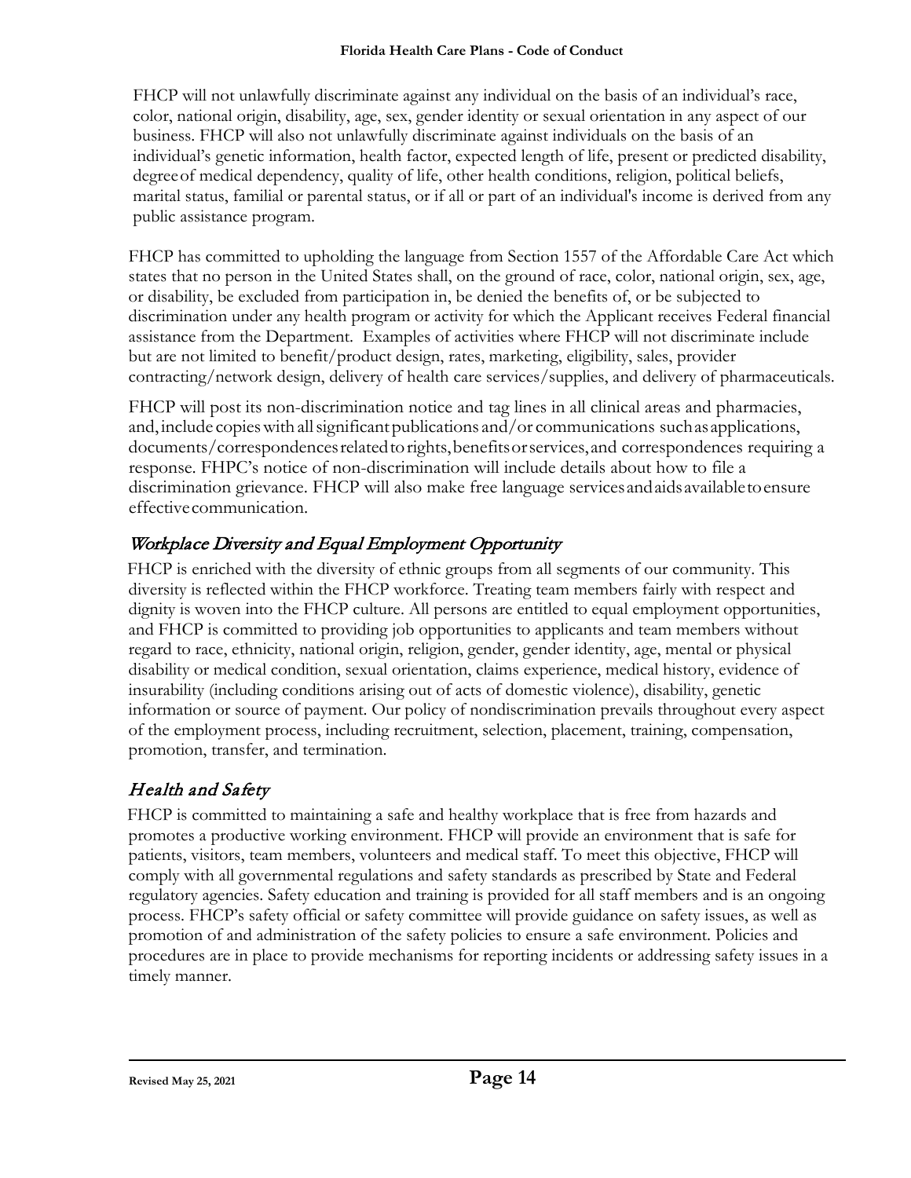FHCP will not unlawfully discriminate against any individual on the basis of an individual's race, color, national origin, disability, age, sex, gender identity or sexual orientation in any aspect of our business. FHCP will also not unlawfully discriminate against individuals on the basis of an individual's genetic information, health factor, expected length of life, present or predicted disability, degree of medical dependency, quality of life, other health conditions, religion, political beliefs, marital status, familial or parental status, or if all or part of an individual's income is derived from any public assistance program.

FHCP has committed to upholding the language from Section 1557 of the Affordable Care Act which states that no person in the United States shall, on the ground of race, color, national origin, sex, age, or disability, be excluded from participation in, be denied the benefits of, or be subjected to discrimination under any health program or activity for which the Applicant receives Federal financial assistance from the Department. Examples of activities where FHCP will not discriminate include but are not limited to benefit/product design, rates, marketing, eligibility, sales, provider contracting/network design, delivery of health care services/supplies, and delivery of pharmaceuticals.

FHCP will post its non-discrimination notice and tag lines in all clinical areas and pharmacies, and, include copies with all significant publications and/or communications such as applications, documents/correspondences related to rights, benefits or services, and correspondences requiring a response. FHPC's notice of non-discrimination will include details about how to file a discrimination grievance. FHCP will also make free language services and aids available to ensure effective communication.

## *Workplace Diversity and Equal Employment Opportunity*

FHCP is enriched with the diversity of ethnic groups from all segments of our community. This diversity is reflected within the FHCP workforce. Treating team members fairly with respect and dignity is woven into the FHCP culture. All persons are entitled to equal employment opportunities, and FHCP is committed to providing job opportunities to applicants and team members without regard to race, ethnicity, national origin, religion, gender, gender identity, age, mental or physical disability or medical condition, sexual orientation, claims experience, medical history, evidence of insurability (including conditions arising out of acts of domestic violence), disability, genetic information or source of payment. Our policy of nondiscrimination prevails throughout every aspect of the employment process, including recruitment, selection, placement, training, compensation, promotion, transfer, and termination.

## *Health and Safety*

FHCP is committed to maintaining a safe and healthy workplace that is free from hazards and promotes a productive working environment. FHCP will provide an environment that is safe for patients, visitors, team members, volunteers and medical staff. To meet this objective, FHCP will comply with all governmental regulations and safety standards as prescribed by State and Federal regulatory agencies. Safety education and training is provided for all staff members and is an ongoing process. FHCP's safety official or safety committee will provide guidance on safety issues, as well as promotion of and administration of the safety policies to ensure a safe environment. Policies and procedures are in place to provide mechanisms for reporting incidents or addressing safety issues in a timely manner.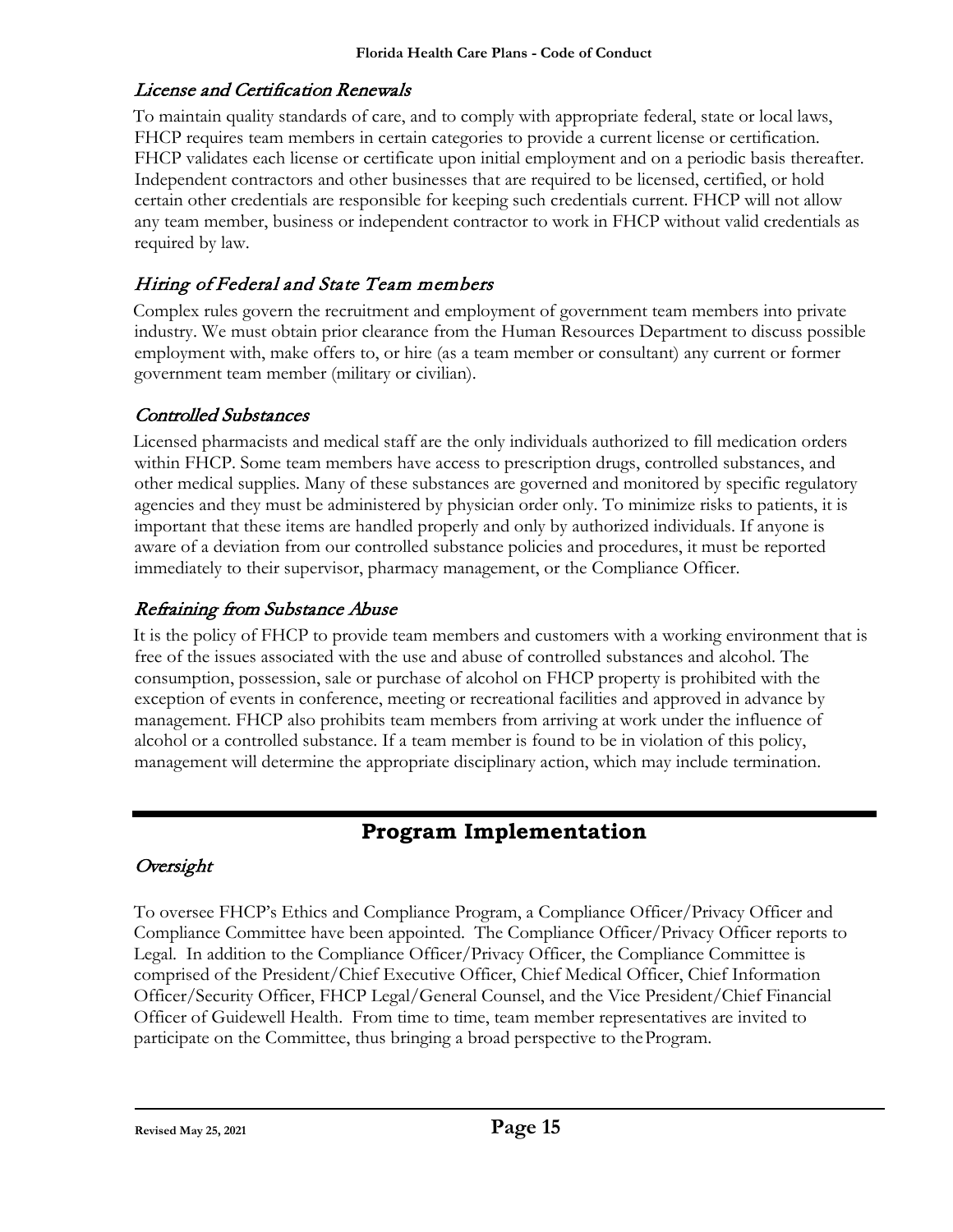### *License and Certification Renewals*

To maintain quality standards of care, and to comply with appropriate federal, state or local laws, FHCP requires team members in certain categories to provide a current license or certification. FHCP validates each license or certificate upon initial employment and on a periodic basis thereafter. Independent contractors and other businesses that are required to be licensed, certified, or hold certain other credentials are responsible for keeping such credentials current. FHCP will not allow any team member, business or independent contractor to work in FHCP without valid credentials as required by law.

### *Hiring of Federal and State Team members*

Complex rules govern the recruitment and employment of government team members into private industry. We must obtain prior clearance from the Human Resources Department to discuss possible employment with, make offers to, or hire (as a team member or consultant) any current or former government team member (military or civilian).

### *Controlled Substances*

Licensed pharmacists and medical staff are the only individuals authorized to fill medication orders within FHCP. Some team members have access to prescription drugs, controlled substances, and other medical supplies. Many of these substances are governed and monitored by specific regulatory agencies and they must be administered by physician order only. To minimize risks to patients, it is important that these items are handled properly and only by authorized individuals. If anyone is aware of a deviation from our controlled substance policies and procedures, it must be reported immediately to their supervisor, pharmacy management, or the Compliance Officer.

### *Refraining from Substance Abuse*

It is the policy of FHCP to provide team members and customers with a working environment that is free of the issues associated with the use and abuse of controlled substances and alcohol. The consumption, possession, sale or purchase of alcohol on FHCP property is prohibited with the exception of events in conference, meeting or recreational facilities and approved in advance by management. FHCP also prohibits team members from arriving at work under the influence of alcohol or a controlled substance. If a team member is found to be in violation of this policy, management will determine the appropriate disciplinary action, which may include termination.

## Program Implementation

### *Oversight*

To oversee FHCP's Ethics and Compliance Program, a Compliance Officer/Privacy Officer and Compliance Committee have been appointed. The Compliance Officer/Privacy Officer reports to Legal. In addition to the Compliance Officer/Privacy Officer, the Compliance Committee is comprised of the President/Chief Executive Officer, Chief Medical Officer, Chief Information Officer/Security Officer, FHCP Legal/General Counsel, and the Vice President/Chief Financial Officer of Guidewell Health. From time to time, team member representatives are invited to participate on the Committee, thus bringing a broad perspective to the Program.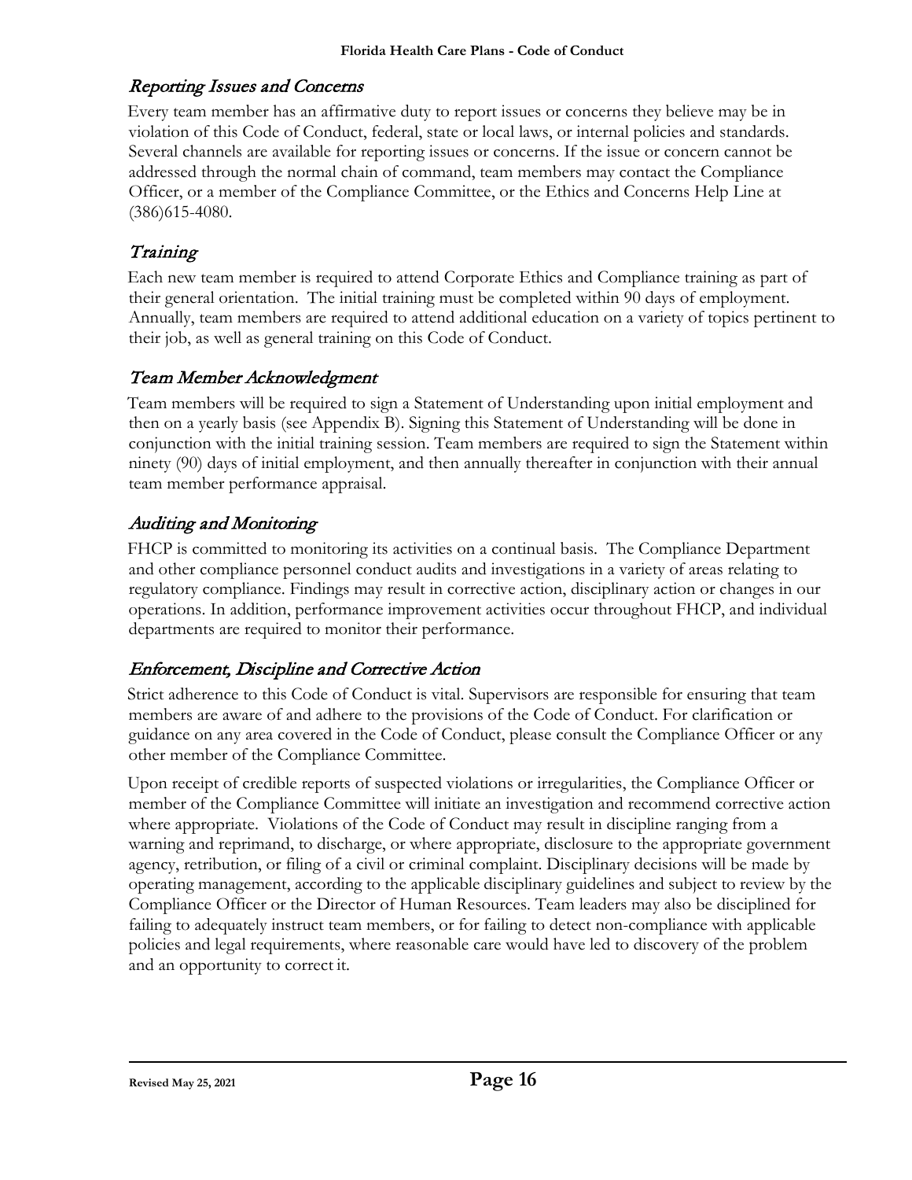## *Reporting Issues and Concerns*

Every team member has an affirmative duty to report issues or concerns they believe may be in violation of this Code of Conduct, federal, state or local laws, or internal policies and standards. Several channels are available for reporting issues or concerns. If the issue or concern cannot be addressed through the normal chain of command, team members may contact the Compliance Officer, or a member of the Compliance Committee, or the Ethics and Concerns Help Line at (386)615-4080.

## *Training*

Each new team member is required to attend Corporate Ethics and Compliance training as part of their general orientation. The initial training must be completed within 90 days of employment. Annually, team members are required to attend additional education on a variety of topics pertinent to their job, as well as general training on this Code of Conduct.

## *Team Member Acknowledgment*

Team members will be required to sign a Statement of Understanding upon initial employment and then on a yearly basis (see Appendix B). Signing this Statement of Understanding will be done in conjunction with the initial training session. Team members are required to sign the Statement within ninety (90) days of initial employment, and then annually thereafter in conjunction with their annual team member performance appraisal.

## *Auditing and Monitoring*

FHCP is committed to monitoring its activities on a continual basis. The Compliance Department and other compliance personnel conduct audits and investigations in a variety of areas relating to regulatory compliance. Findings may result in corrective action, disciplinary action or changes in our operations. In addition, performance improvement activities occur throughout FHCP, and individual departments are required to monitor their performance.

## *Enforcement, Discipline and Corrective Action*

Strict adherence to this Code of Conduct is vital. Supervisors are responsible for ensuring that team members are aware of and adhere to the provisions of the Code of Conduct. For clarification or guidance on any area covered in the Code of Conduct, please consult the Compliance Officer or any other member of the Compliance Committee.

Upon receipt of credible reports of suspected violations or irregularities, the Compliance Officer or member of the Compliance Committee will initiate an investigation and recommend corrective action where appropriate. Violations of the Code of Conduct may result in discipline ranging from a warning and reprimand, to discharge, or where appropriate, disclosure to the appropriate government agency, retribution, or filing of a civil or criminal complaint. Disciplinary decisions will be made by operating management, according to the applicable disciplinary guidelines and subject to review by the Compliance Officer or the Director of Human Resources. Team leaders may also be disciplined for failing to adequately instruct team members, or for failing to detect non-compliance with applicable policies and legal requirements, where reasonable care would have led to discovery of the problem and an opportunity to correct it.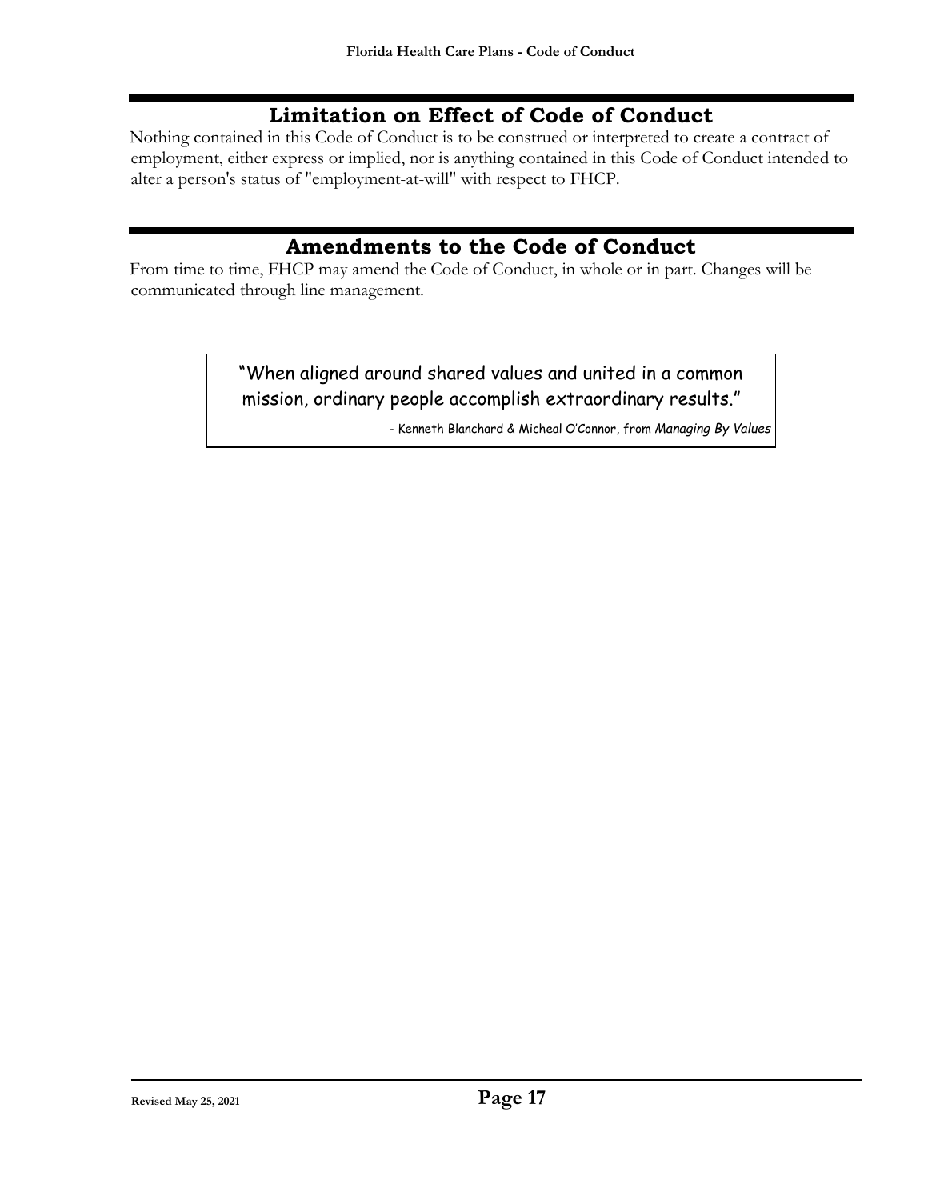## Limitation on Effect of Code of Conduct

Nothing contained in this Code of Conduct is to be construed or interpreted to create a contract of employment, either express or implied, nor is anything contained in this Code of Conduct intended to alter a person's status of "employment-at-will" with respect to FHCP.

## Amendments to the Code of Conduct

From time to time, FHCP may amend the Code of Conduct, in whole or in part. Changes will be communicated through line management.

> "When aligned around shared values and united in a common mission, ordinary people accomplish extraordinary results."
>
> \- Kenneth Blanchard & Micheal O'Connor, from *Managing By Values*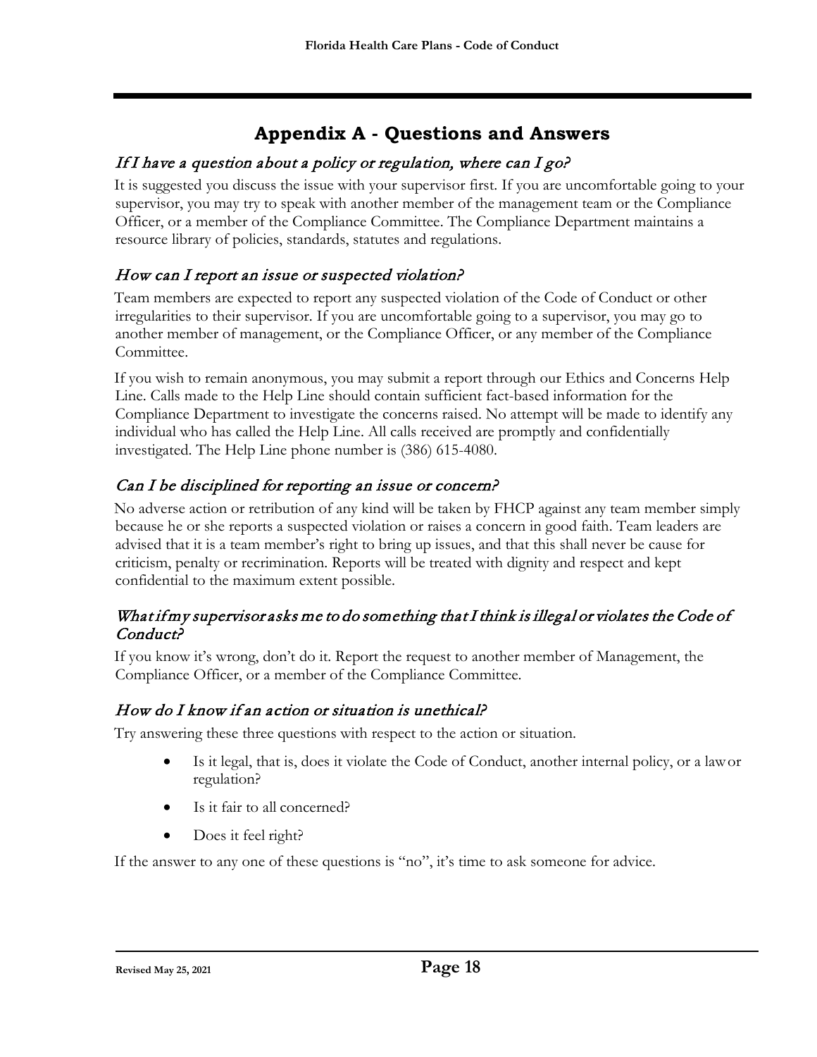# Appendix A - Questions and Answers

### *If I have a question about a policy or regulation, where can I go?*

It is suggested you discuss the issue with your supervisor first. If you are uncomfortable going to your supervisor, you may try to speak with another member of the management team or the Compliance Officer, or a member of the Compliance Committee. The Compliance Department maintains a resource library of policies, standards, statutes and regulations.

### *How can I report an issue or suspected violation?*

Team members are expected to report any suspected violation of the Code of Conduct or other irregularities to their supervisor. If you are uncomfortable going to a supervisor, you may go to another member of management, or the Compliance Officer, or any member of the Compliance Committee.

If you wish to remain anonymous, you may submit a report through our Ethics and Concerns Help Line. Calls made to the Help Line should contain sufficient fact-based information for the Compliance Department to investigate the concerns raised. No attempt will be made to identify any individual who has called the Help Line. All calls received are promptly and confidentially investigated. The Help Line phone number is (386) 615-4080.

### *Can I be disciplined for reporting an issue or concern?*

No adverse action or retribution of any kind will be taken by FHCP against any team member simply because he or she reports a suspected violation or raises a concern in good faith. Team leaders are advised that it is a team member's right to bring up issues, and that this shall never be cause for criticism, penalty or recrimination. Reports will be treated with dignity and respect and kept confidential to the maximum extent possible.

### *What if my supervisor asks me to do something that I think is illegal or violates the Code of Conduct?*

If you know it's wrong, don't do it. Report the request to another member of Management, the Compliance Officer, or a member of the Compliance Committee.

### *How do I know if an action or situation is unethical?*

Try answering these three questions with respect to the action or situation.

- Is it legal, that is, does it violate the Code of Conduct, another internal policy, or a law or regulation?
- Is it fair to all concerned?
- Does it feel right?

If the answer to any one of these questions is "no", it's time to ask someone for advice.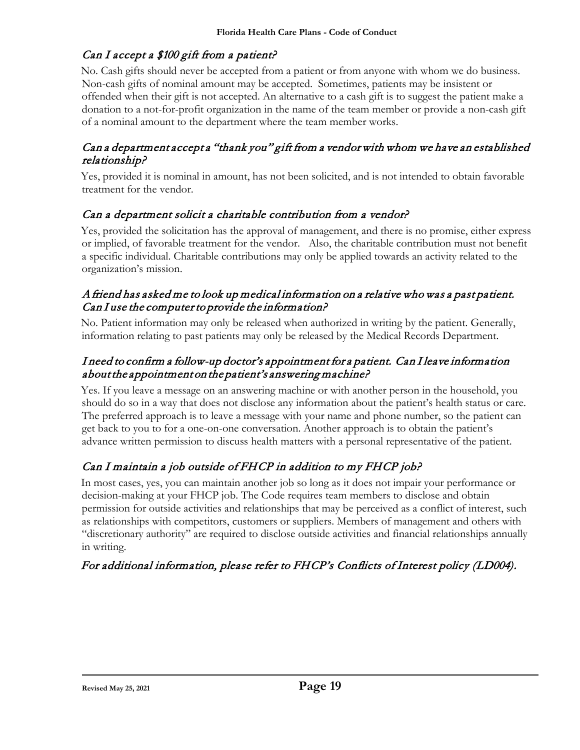### *Can I accept a $100 gift from a patient?*

No. Cash gifts should never be accepted from a patient or from anyone with whom we do business. Non-cash gifts of nominal amount may be accepted. Sometimes, patients may be insistent or offended when their gift is not accepted. An alternative to a cash gift is to suggest the patient make a donation to a not-for-profit organization in the name of the team member or provide a non-cash gift of a nominal amount to the department where the team member works.

### *Can a department accept a "thank you" gift from a vendor with whom we have an established relationship?*

Yes, provided it is nominal in amount, has not been solicited, and is not intended to obtain favorable treatment for the vendor.

### *Can a department solicit a charitable contribution from a vendor?*

Yes, provided the solicitation has the approval of management, and there is no promise, either express or implied, of favorable treatment for the vendor. Also, the charitable contribution must not benefit a specific individual. Charitable contributions may only be applied towards an activity related to the organization's mission.

### *A friend has asked me to look up medical information on a relative who was a past patient. Can I use the computer to provide the information?*

No. Patient information may only be released when authorized in writing by the patient. Generally, information relating to past patients may only be released by the Medical Records Department.

### *I need to confirm a follow-up doctor's appointment for a patient. Can I leave information about the appointment on the patient's answering machine?*

Yes. If you leave a message on an answering machine or with another person in the household, you should do so in a way that does not disclose any information about the patient's health status or care. The preferred approach is to leave a message with your name and phone number, so the patient can get back to you to for a one-on-one conversation. Another approach is to obtain the patient's advance written permission to discuss health matters with a personal representative of the patient.

### *Can I maintain a job outside of FHCP in addition to my FHCP job?*

In most cases, yes, you can maintain another job so long as it does not impair your performance or decision-making at your FHCP job. The Code requires team members to disclose and obtain permission for outside activities and relationships that may be perceived as a conflict of interest, such as relationships with competitors, customers or suppliers. Members of management and others with "discretionary authority" are required to disclose outside activities and financial relationships annually in writing.

### *For additional information, please refer to FHCP's Conflicts of Interest policy (LD004).*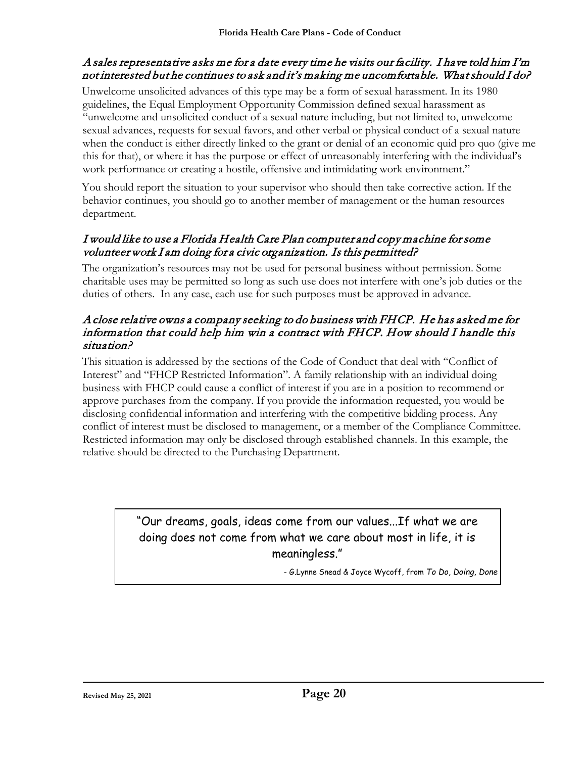### *A sales representative asks me for a date every time he visits our facility. I have told him I'm not interested but he continues to ask and it's making me uncomfortable. What should I do?*

Unwelcome unsolicited advances of this type may be a form of sexual harassment. In its 1980 guidelines, the Equal Employment Opportunity Commission defined sexual harassment as "unwelcome and unsolicited conduct of a sexual nature including, but not limited to, unwelcome sexual advances, requests for sexual favors, and other verbal or physical conduct of a sexual nature when the conduct is either directly linked to the grant or denial of an economic quid pro quo (give me this for that), or where it has the purpose or effect of unreasonably interfering with the individual's work performance or creating a hostile, offensive and intimidating work environment."

You should report the situation to your supervisor who should then take corrective action. If the behavior continues, you should go to another member of management or the human resources department.

### *I would like to use a Florida Health Care Plan computer and copy machine for some volunteer work I am doing for a civic organization. Is this permitted?*

The organization's resources may not be used for personal business without permission. Some charitable uses may be permitted so long as such use does not interfere with one's job duties or the duties of others. In any case, each use for such purposes must be approved in advance.

### *A close relative owns a company seeking to do business with FHCP. He has asked me for information that could help him win a contract with FHCP. How should I handle this situation?*

This situation is addressed by the sections of the Code of Conduct that deal with "Conflict of Interest" and "FHCP Restricted Information". A family relationship with an individual doing business with FHCP could cause a conflict of interest if you are in a position to recommend or approve purchases from the company. If you provide the information requested, you would be disclosing confidential information and interfering with the competitive bidding process. Any conflict of interest must be disclosed to management, or a member of the Compliance Committee. Restricted information may only be disclosed through established channels. In this example, the relative should be directed to the Purchasing Department.

> "Our dreams, goals, ideas come from our values...If what we are doing does not come from what we care about most in life, it is meaningless."
>
> - G.Lynne Snead & Joyce Wycoff, from *To Do, Doing, Done*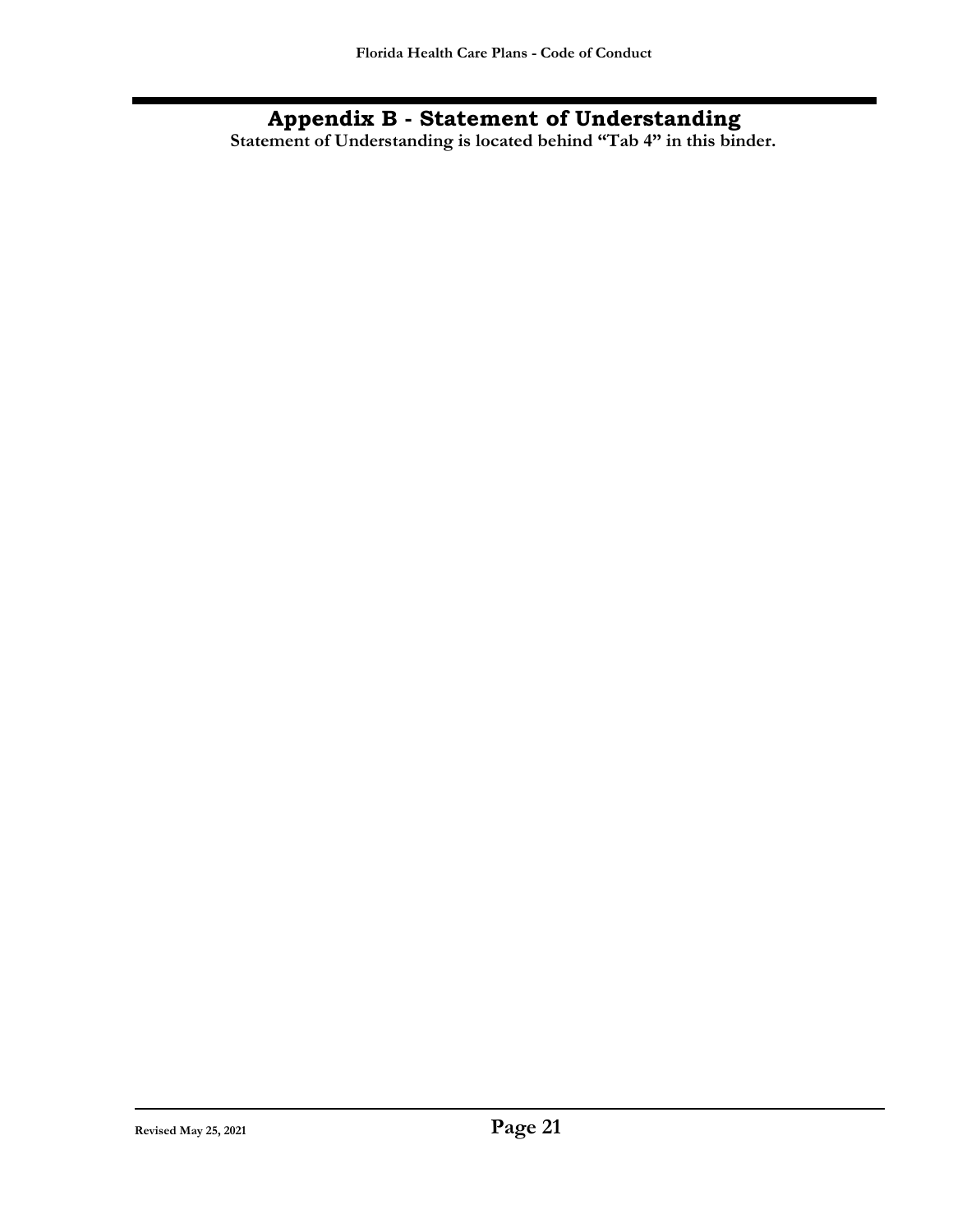# Appendix B - Statement of Understanding

**Statement of Understanding is located behind "Tab 4" in this binder.**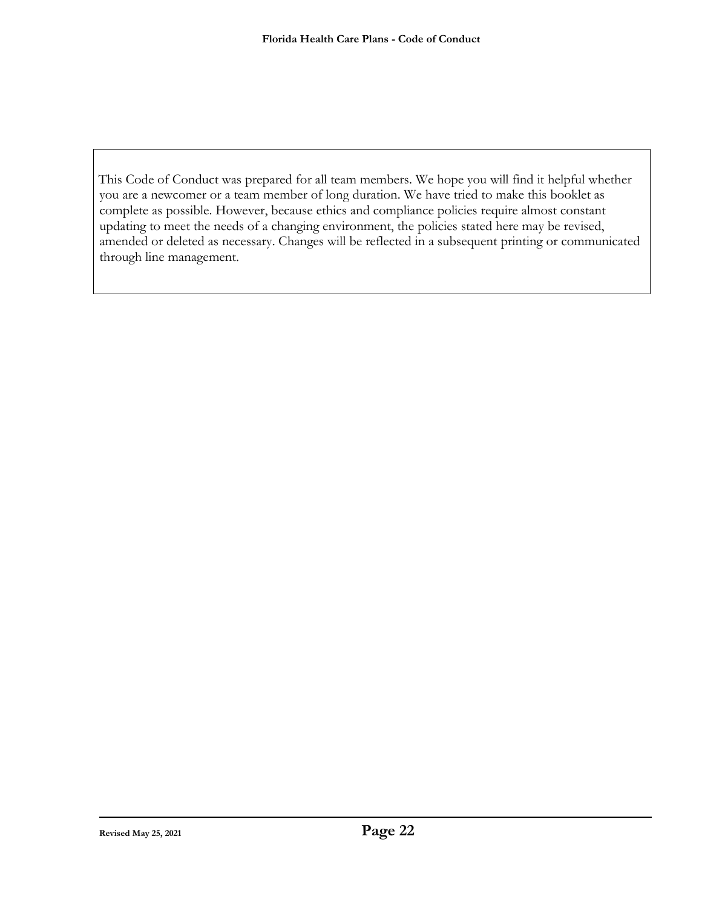This Code of Conduct was prepared for all team members. We hope you will find it helpful whether you are a newcomer or a team member of long duration. We have tried to make this booklet as complete as possible. However, because ethics and compliance policies require almost constant updating to meet the needs of a changing environment, the policies stated here may be revised, amended or deleted as necessary. Changes will be reflected in a subsequent printing or communicated through line management.